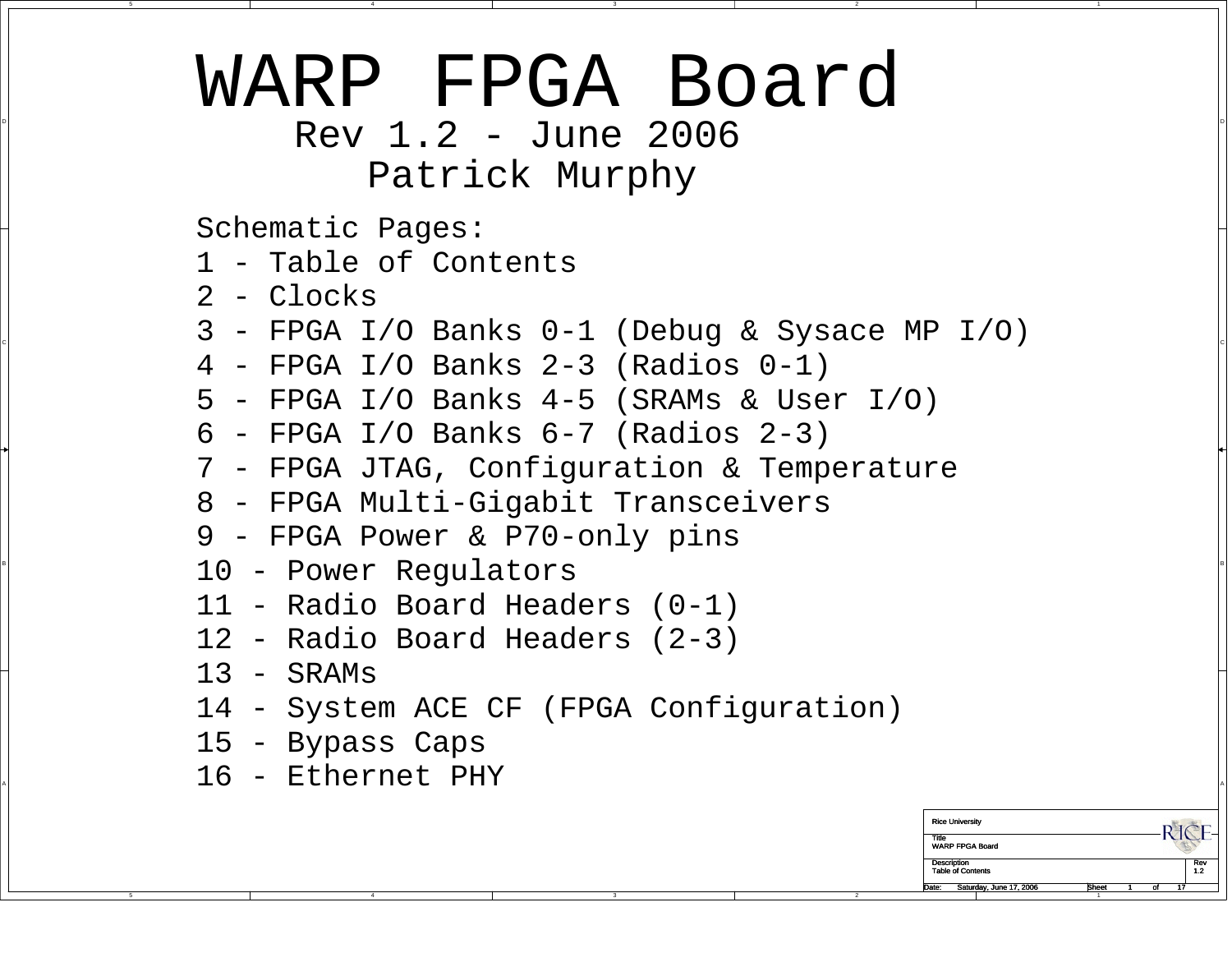# WARP FPGA Board

## Rev 1.2 - June 2006

## Patrick Murphy

Schematic Pages:

1 - Table of Contents
2 - Clocks
3 - FPGA I/O Banks 0-1 (Debug & Sysace MP I/O)
4 - FPGA I/O Banks 2-3 (Radios 0-1)
5 - FPGA I/O Banks 4-5 (SRAMs & User I/O)
6 - FPGA I/O Banks 6-7 (Radios 2-3)
7 - FPGA JTAG, Configuration & Temperature
8 - FPGA Multi-Gigabit Transceivers
9 - FPGA Power & P70-only pins
10 - Power Regulators
11 - Radio Board Headers (0-1)
12 - Radio Board Headers (2-3)
13 - SRAMs
14 - System ACE CF (FPGA Configuration)
15 - Bypass Caps
16 - Ethernet PHY

| Rice University | |
|---|---|
| Title: WARP FPGA Board | |
| Description: Table of Contents | Rev 1.2 |
| Date: Saturday, June 17, 2006 | Sheet 1 of 17 |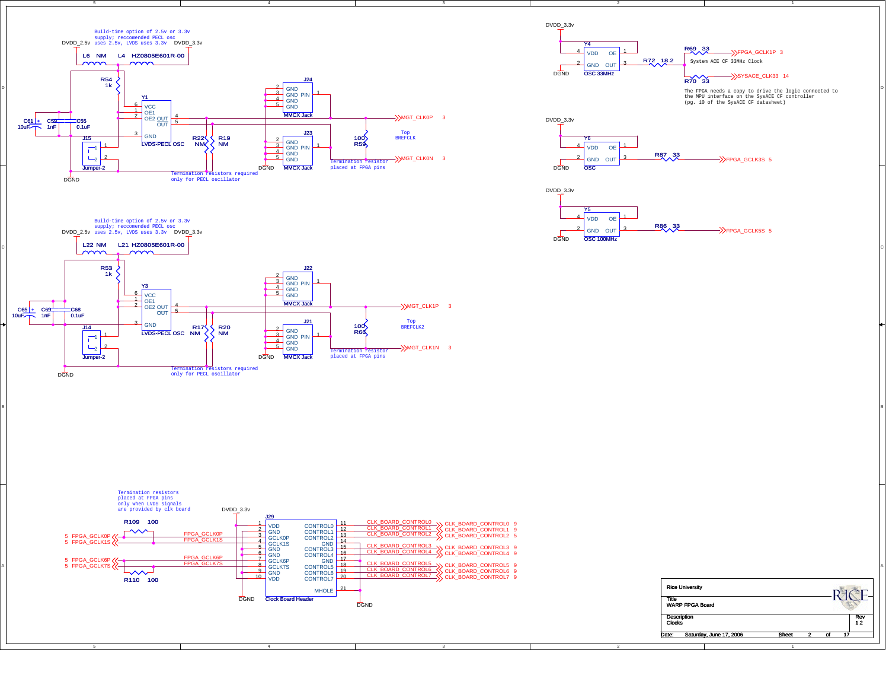Build-time option of 2.5v or 3.3v supply; reccomended PECL osc uses 2.5v, LVDS uses 3.3v

DVDD_2.5v    DVDD_3.3v

L6 NM    L4 HZ0805E601R-00

R54 1k

Y1 — VCC, OE1, OE2, OUT, OUT, GND — LVDS-PECL OSC

C61 10uF    C59 1nF    C55 0.1uF

J15 Jumper-2

DGND

J24 — GND, GND, GND, GND, PIN — MMCX Jack

J23 — GND, GND, GND, GND, PIN — MMCX Jack

R22 NM    R19 NM

R59 100

MGT_CLK0P 3

MGT_CLK0N 3

Top BREFCLK

Termination resistor placed at FPGA pins

Termination resistors required only for PECL oscillator

DVDD_3.3v

Y4 — VDD, OE, GND, OUT — OSC 33MHz

R72 18.2

R69 33 — FPGA_GCLK1P 3

System ACE CF 33MHz Clock

R70 33 — SYSACE_CLK33 14

The FPGA needs a copy to drive the logic connected to the MPU interface on the SysACE CF controller (pg. 10 of the SysACE CF datasheet)

DVDD_3.3v

Y6 — VDD, OE, GND, OUT — OSC

R87 33 — FPGA_GCLK3S 5

DVDD_3.3v

Y5 — VDD, OE, GND, OUT — OSC 100MHz

R86 33 — FPGA_GCLK5S 5

Build-time option of 2.5v or 3.3v supply; reccomended PECL osc uses 2.5v, LVDS uses 3.3v

DVDD_2.5v    DVDD_3.3v

L22 NM    L21 HZ0805E601R-00

R53 1k

Y3 — VCC, OE1, OE2, OUT, OUT, GND — LVDS-PECL OSC

C65 10uF    C69 1nF    C68 0.1uF

J14 Jumper-2

DGND

J22 — GND, GND, GND, GND, PIN — MMCX Jack

J21 — GND, GND, GND, GND, PIN — MMCX Jack

R17 NM    R20 NM

R66 100

MGT_CLK1P 3

MGT_CLK1N 3

Top BREFCLK2

Termination resistor placed at FPGA pins

Termination resistors required only for PECL oscillator

Termination resistors placed at FPGA pins only when LVDS signals are provided by clk board

DVDD_3.3v

R109 100    R110 100

5 FPGA_GCLK0P    5 FPGA_GCLK1S    5 FPGA_GCLK6P    5 FPGA_GCLK7S

J29 — Clock Board Header

| Pin | Name | Name | Pin | Signal |
|---|---|---|---|---|
| 1 | VDD | CONTROL0 | 11 | CLK_BOARD_CONTROL0 9 |
| 2 | GND | CONTROL1 | 12 | CLK_BOARD_CONTROL1 9 |
| 3 | GCLK0P (FPGA_GCLK0P) | CONTROL2 | 13 | CLK_BOARD_CONTROL2 5 |
| 4 | GCLK1S (FPGA_GCLK1S) | GND | 14 | |
| 5 | GND | CONTROL3 | 15 | CLK_BOARD_CONTROL3 9 |
| 6 | GND | CONTROL4 | 16 | CLK_BOARD_CONTROL4 9 |
| 7 | GCLK6P (FPGA_GCLK6P) | GND | 17 | |
| 8 | GCLK7S (FPGA_GCLK7S) | CONTROL5 | 18 | CLK_BOARD_CONTROL5 9 |
| 9 | GND | CONTROL6 | 19 | CLK_BOARD_CONTROL6 9 |
| 10 | VDD | CONTROL7 | 20 | CLK_BOARD_CONTROL7 9 |
| | | MHOLE | 21 | DGND |

| | |
|---|---|
| Rice University | |
| Title: WARP FPGA Board | |
| Description: Clocks | Rev 1.2 |
| Date: Saturday, June 17, 2006 | Sheet 2 of 17 |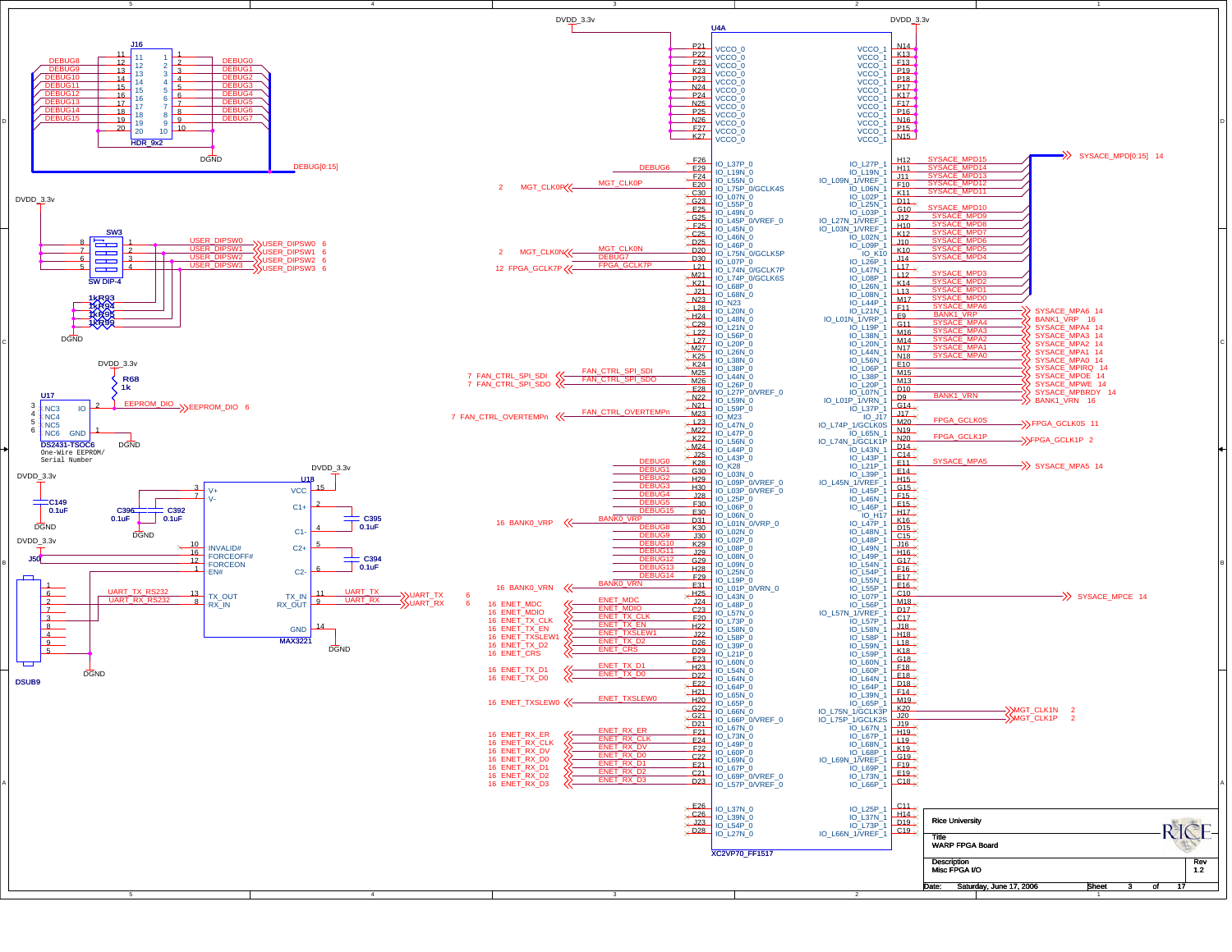# WARP FPGA Board — Misc FPGA I/O

Rice University

| Field | Value |
|---|---|
| Title | WARP FPGA Board |
| Description | Misc FPGA I/O |
| Rev | 1.2 |
| Date | Saturday, June 17, 2006 |
| Sheet | 3 of 17 |

## J16 (HDR_9x2)

| Pin | Net | Pin | Net |
|---|---|---|---|
| 11 | DEBUG8 | 1 | DEBUG0 |
| 12 | DEBUG9 | 2 | DEBUG1 |
| 13 | DEBUG10 | 3 | DEBUG2 |
| 14 | DEBUG11 | 4 | DEBUG3 |
| 15 | DEBUG12 | 5 | DEBUG4 |
| 16 | DEBUG13 | 6 | DEBUG5 |
| 17 | DEBUG14 | 7 | DEBUG6 |
| 18 | DEBUG15 | 8 | DEBUG7 |
| 19 | | 9 | |
| 20 | | 10 | DGND |

Bus: DEBUG[0:15]

## SW3 (SW DIP-4)

Pins 5–8 to DVDD_3.3v; pull-downs 1kR93, 1kR94, 1kR95, 1kR96 to DGND.

| Pin | Net |
|---|---|
| 1 | USER_DIPSW0 → 6 |
| 2 | USER_DIPSW1 → 6 |
| 3 | USER_DIPSW2 → 6 |
| 4 | USER_DIPSW3 → 6 |

## U17 (DS2431-TSOC6, One-Wire EEPROM/Serial Number)

- NC3 (3), NC4 (4), NC5 (5), NC6 (6): not connected
- IO (2): EEPROM_DIO → 6, pull-up R68 1k to DVDD_3.3v
- GND (1): DGND

## U18 (MAX3221)

- VCC (15): DVDD_3.3v; C149 0.1uF to DGND
- V+ (3), V- (7): C396 0.1uF, C392 0.1uF to DGND
- C1+ (2) / C1- (4): C395 0.1uF
- C2+ (5) / C2- (6): C394 0.1uF
- INVALID# (10), FORCEOFF# (16), FORCEON (12), EN# (1); J50 jumper to DVDD_3.3v
- TX_OUT (13): UART_TX_RS232
- RX_IN (8): UART_RX_RS232
- TX_IN (11): UART_TX → 6
- RX_OUT (9): UART_RX → 6
- GND (14): DGND

DSUB9 connector pins 1, 6, 2, 7, 3, 8, 4, 9, 5; pin 5 to DGND.

## U4A (XC2VP70_FF1517)

VCCO_0 (DVDD_3.3v): P21, P22, F23, K23, P23, N24, P24, N25, P25, N26, F27, K27

VCCO_1 (DVDD_3.3v): N14, K13, F13, P19, P18, P17, K17, F17, P16, N16, P15, N15

### Bank 0 I/O

| Pin | Pad | Net |
|---|---|---|
| F26 | IO_L37P_0 | |
| E29 | IO_L19N_0 | DEBUG6 |
| F24 | IO_L55N_0 | |
| E20 | IO_L75P_0/GCLK4S | MGT_CLK0P (2) |
| C30 | IO_L07N_0 | |
| G23 | IO_L55P_0 | |
| E25 | IO_L49N_0 | |
| G25 | IO_L45P_0/VREF_0 | |
| F25 | IO_L45N_0 | |
| C25 | IO_L46N_0 | |
| D25 | IO_L46P_0 | |
| D20 | IO_L75N_0/GCLK5P | MGT_CLK0N (2) |
| D30 | IO_L07P_0 | DEBUG7 |
| L21 | IO_L74N_0/GCLK7P | FPGA_GCLK7P (12) |
| M21 | IO_L74P_0/GCLK6S | |
| K21 | IO_L68P_0 | |
| J21 | IO_L68N_0 | |
| N23 | IO_N23 | |
| L28 | IO_L20N_0 | |
| H24 | IO_L48N_0 | |
| C29 | IO_L21N_0 | |
| L22 | IO_L56P_0 | |
| L27 | IO_L20P_0 | |
| M27 | IO_L26N_0 | |
| K25 | IO_L38N_0 | |
| K24 | IO_L38P_0 | |
| M25 | IO_L44N_0 | FAN_CTRL_SPI_SDI (7) |
| M26 | IO_L26P_0 | FAN_CTRL_SPI_SDO (7) |
| E28 | IO_L27P_0/VREF_0 | |
| N22 | IO_L59N_0 | |
| N21 | IO_L59P_0 | |
| M23 | IO_M23 | FAN_CTRL_OVERTEMPn (7) |
| L23 | IO_L47N_0 | |
| M22 | IO_L47P_0 | |
| K22 | IO_L56N_0 | |
| M24 | IO_L44P_0 | |
| J25 | IO_L43P_0 | |
| K28 | IO_K28 | DEBUG0 |
| G30 | IO_L03N_0 | DEBUG1 |
| H29 | IO_L09P_0/VREF_0 | DEBUG2 |
| H30 | IO_L03P_0/VREF_0 | DEBUG3 |
| J28 | IO_L25P_0 | DEBUG4 |
| F30 | IO_L06P_0 | DEBUG5 |
| E30 | IO_L06N_0 | DEBUG15 |
| D31 | IO_L01N_0/VRP_0 | BANK0_VRP (16) |
| K30 | IO_L02N_0 | DEBUG8 |
| J30 | IO_L02P_0 | DEBUG9 |
| K29 | IO_L08N_0 | DEBUG10 |
| J29 | IO_L08P_0 | DEBUG11 |
| G29 | IO_L09N_0 | DEBUG12 |
| H28 | IO_L25N_0 | DEBUG13 |
| F29 | IO_L19P_0 | DEBUG14 |
| E31 | IO_L01P_0/VRN_0 | BANK0_VRN (16) |
| H25 | IO_L43N_0 | |
| J24 | IO_L48P_0 | ENET_MDC (16) |
| C23 | IO_L57N_0 | ENET_MDIO (16) |
| H22 | IO_L73P_0 | ENET_TX_CLK (16) |
| J23 | IO_L58N_0 | ENET_TX_EN (16) |
| J22 | IO_L58P_0 | ENET_TXSLEW1 (16) |
| D26 | IO_L39P_0 | ENET_TX_D2 (16) |
| D29 | IO_L21P_0 | ENET_CRS (16) |
| E23 | IO_L60N_0 | |
| H23 | IO_L54N_0 | ENET_TX_D1 (16) |
| D22 | IO_L64N_0 | ENET_TX_D0 (16) |
| E22 | IO_L64P_0 | |
| H21 | IO_L65N_0 | |
| H20 | IO_L65P_0 | ENET_TXSLEW0 (16) |
| G22 | IO_L66N_0 | |
| G21 | IO_L66P_0/VREF_0 | |
| D21 | IO_L67N_0 | |
| F21 | IO_L73N_0 | ENET_RX_ER (16) |
| E24 | IO_L49P_0 | ENET_RX_CLK (16) |
| F22 | IO_L60P_0 | ENET_RX_DV (16) |
| C22 | IO_L69N_0 | ENET_RX_D0 (16) |
| E21 | IO_L67P_0 | ENET_RX_D1 (16) |
| C21 | IO_L69P_0/VREF_0 | ENET_RX_D2 (16) |
| D23 | IO_L57P_0/VREF_0 | ENET_RX_D3 (16) |
| E26 | IO_L37N_0 | |
| C26 | IO_L39N_0 | |
| J23 | IO_L54P_0 | |
| D28 | IO_L27N_0 | |

### Bank 1 I/O

| Pin | Pad | Net |
|---|---|---|
| H12 | IO_L27P_1 | SYSACE_MPD15 |
| H11 | IO_L19N_1 | SYSACE_MPD14 |
| J11 | IO_L09N_1/VREF_1 | SYSACE_MPD13 |
| F10 | IO_L06N_1 | SYSACE_MPD12 |
| K11 | IO_L02P_1 | SYSACE_MPD11 |
| D11 | IO_L25N_1 | |
| G10 | IO_L03P_1 | SYSACE_MPD10 |
| J12 | IO_L27N_1/VREF_1 | SYSACE_MPD9 |
| H10 | IO_L03N_1/VREF_1 | SYSACE_MPD8 |
| K12 | IO_L02N_1 | SYSACE_MPD7 |
| J10 | IO_L09P_1 | SYSACE_MPD6 |
| K10 | IO_K10 | SYSACE_MPD5 |
| J14 | IO_L26P_1 | SYSACE_MPD4 |
| L17 | IO_L47N_1 | |
| L12 | IO_L08P_1 | SYSACE_MPD3 |
| K14 | IO_L26N_1 | SYSACE_MPD2 |
| L13 | IO_L08N_1 | SYSACE_MPD1 |
| M17 | IO_L44P_1 | SYSACE_MPD0 |
| F11 | IO_L21N_1 | SYSACE_MPA6 (14) |
| E9 | IO_L01N_1/VRP_1 | BANK1_VRP (16) |
| G11 | IO_L19P_1 | SYSACE_MPA4 (14) |
| M16 | IO_L38N_1 | SYSACE_MPA3 (14) |
| M14 | IO_L20N_1 | SYSACE_MPA2 (14) |
| N17 | IO_L44N_1 | SYSACE_MPA1 (14) |
| N18 | IO_L56N_1 | SYSACE_MPA0 (14) |
| E10 | IO_L06P_1 | SYSACE_MPIRQ (14) |
| M15 | IO_L38P_1 | SYSACE_MPOE (14) |
| M13 | IO_L20P_1 | SYSACE_MPWE (14) |
| D10 | IO_L07N_1 | SYSACE_MPBRDY (14) |
| D9 | IO_L01P_1/VRN_1 | BANK1_VRN (16) |
| G14 | IO_L37P_1 | |
| J17 | IO_J17 | |
| M20 | IO_L74P_1/GCLK0S | FPGA_GCLK0S (11) |
| N19 | IO_L65N_1 | |
| N20 | IO_L74N_1/GCLK1P | FPGA_GCLK1P (2) |
| D14 | IO_L43N_1 | |
| C14 | IO_L43P_1 | |
| E11 | IO_L21P_1 | SYSACE_MPA5 (14) |
| E14 | IO_L39P_1 | |
| H15 | IO_L45N_1/VREF_1 | |
| G15 | IO_L45P_1 | |
| F15 | IO_L46N_1 | |
| E15 | IO_L46P_1 | |
| H17 | IO_H17 | |
| K16 | IO_L47P_1 | |
| D15 | IO_L48N_1 | |
| C15 | IO_L48P_1 | |
| J16 | IO_L49N_1 | |
| H16 | IO_L49P_1 | |
| G17 | IO_L54N_1 | |
| F16 | IO_L54P_1 | |
| E17 | IO_L55N_1 | |
| E16 | IO_L55P_1 | |
| C10 | IO_L07P_1 | SYSACE_MPCE (14) |
| M18 | IO_L56P_1 | |
| D17 | IO_L57N_1/VREF_1 | |
| C17 | IO_L57P_1 | |
| J18 | IO_L58N_1 | |
| H18 | IO_L58P_1 | |
| L18 | IO_L59N_1 | |
| K18 | IO_L59P_1 | |
| G18 | IO_L60N_1 | |
| F18 | IO_L60P_1 | |
| E18 | IO_L64N_1 | |
| D18 | IO_L64P_1 | |
| F14 | IO_L39N_1 | |
| M19 | IO_L65P_1 | |
| K20 | IO_L75N_1/GCLK3P | MGT_CLK1N (2) |
| J20 | IO_L75P_1/GCLK2S | MGT_CLK1P (2) |
| J19 | IO_L67N_1 | |
| H19 | IO_L73P_1 | |
| L19 | IO_L67P_1 | |
| K19 | IO_L68N_1 | |
| G19 | IO_L68P_1 | |
| F19 | IO_L69N_1/VREF_1 | |
| E19 | IO_L69P_1 | |
| C18 | IO_L73N_1 | |
| C11 | IO_L66P_1 | |
| H14 | IO_L25P_1 | |
| D19 | IO_L37N_1 | |
| C19 | IO_L73P_1 | |
| | IO_L66N_1/VREF_1 | |

Bus: SYSACE_MPD[0:15] → 14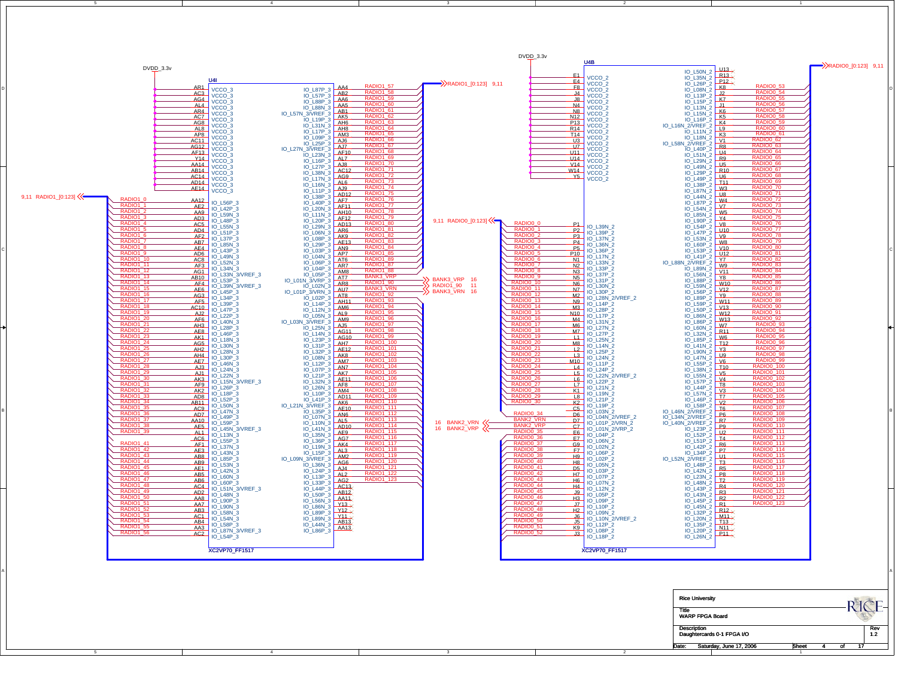# Daughtercards 0-1 FPGA I/O

## U4I (XC2VP70_FF1517)

### VCCO_3 power pins (DVDD_3.3v)

AR1, AC3, AG4, AL4, AR4, AC7, AG8, AL8, AP8, AC11, AG12, AF13, Y14, AA14, AB14, AC14, AD14, AE14 — VCCO_3

### RADIO1_[0:123] (9,11)

| Net | Pin | Signal |
|---|---|---|
| RADIO1_0 | AA12 | IO_L56P_3 |
| RADIO1_1 | AE2 | IO_L42P_3 |
| RADIO1_2 | AA9 | IO_L59N_3 |
| RADIO1_3 | AD3 | IO_L48P_3 |
| RADIO1_4 | AC5 | IO_L55N_3 |
| RADIO1_5 | AD4 | IO_L51P_3 |
| RADIO1_6 | AF2 | IO_L37P_3 |
| RADIO1_7 | AB7 | IO_L85N_3 |
| RADIO1_8 | AE4 | IO_L43P_3 |
| RADIO1_9 | AD6 | IO_L49N_3 |
| RADIO1_10 | AC8 | IO_L52N_3 |
| RADIO1_11 | AF3 | IO_L34N_3 |
| RADIO1_12 | AG1 | IO_L33N_3/VREF_3 |
| RADIO1_13 | AB10 | IO_L53P_3 |
| RADIO1_14 | AF4 | IO_L39N_3/VREF_3 |
| RADIO1_15 | AE6 | IO_L45P_3 |
| RADIO1_16 | AG3 | IO_L34P_3 |
| RADIO1_17 | AF5 | IO_L39P_3 |
| RADIO1_18 | AC10 | IO_L47P_3 |
| RADIO1_19 | AJ2 | IO_L22P_3 |
| RADIO1_20 | AF6 | IO_L40N_3 |
| RADIO1_21 | AH3 | IO_L28P_3 |
| RADIO1_22 | AE8 | IO_L46P_3 |
| RADIO1_23 | AK1 | IO_L18N_3 |
| RADIO1_24 | AG5 | IO_L30N_3 |
| RADIO1_25 | AH2 | IO_L28N_3 |
| RADIO1_26 | AH4 | IO_L30P_3 |
| RADIO1_27 | AE7 | IO_L46N_3 |
| RADIO1_28 | AJ3 | IO_L24N_3 |
| RADIO1_29 | AJ1 | IO_L22N_3 |
| RADIO1_30 | AK3 | IO_L15N_3/VREF_3 |
| RADIO1_31 | AF9 | IO_L26P_3 |
| RADIO1_32 | AK2 | IO_L18P_3 |
| RADIO1_33 | AD8 | IO_L52P_3 |
| RADIO1_34 | AB11 | IO_L50N_3 |
| RADIO1_35 | AC9 | IO_L47N_3 |
| RADIO1_36 | AD7 | IO_L49P_3 |
| RADIO1_37 | AA10 | IO_L59P_3 |
| RADIO1_38 | AE5 | IO_L45N_3/VREF_3 |
| RADIO1_39 | AL1 | IO_L13N_3 |
| | AC6 | IO_L55P_3 |
| RADIO1_41 | AF1 | IO_L37N_3 |
| RADIO1_42 | AE3 | IO_L43N_3 |
| RADIO1_43 | AB8 | IO_L85P_3 |
| RADIO1_44 | AB9 | IO_L53N_3 |
| RADIO1_45 | AE1 | IO_L42N_3 |
| RADIO1_46 | AB5 | IO_L60N_3 |
| RADIO1_47 | AB6 | IO_L60P_3 |
| RADIO1_48 | AC4 | IO_L51N_3/VREF_3 |
| RADIO1_49 | AD2 | IO_L48N_3 |
| RADIO1_50 | AA8 | IO_L90P_3 |
| RADIO1_51 | AA7 | IO_L90N_3 |
| RADIO1_52 | AB3 | IO_L58N_3 |
| RADIO1_53 | AC1 | IO_L54N_3 |
| RADIO1_54 | AB4 | IO_L58P_3 |
| RADIO1_55 | AA3 | IO_L87N_3/VREF_3 |
| RADIO1_56 | AC2 | IO_L54P_3 |
| RADIO1_57 | AA4 | IO_L87P_3 |
| RADIO1_58 | AB2 | IO_L57P_3 |
| RADIO1_59 | AA6 | IO_L88P_3 |
| RADIO1_60 | AA5 | IO_L88N_3 |
| RADIO1_61 | AB1 | IO_L57N_3/VREF_3 |
| RADIO1_62 | AK5 | IO_L19P_3 |
| RADIO1_63 | AH6 | IO_L31N_3 |
| RADIO1_64 | AH8 | IO_L17P_3 |
| RADIO1_65 | AM3 | IO_L09P_3 |
| RADIO1_66 | AJ6 | IO_L25P_3 |
| RADIO1_67 | AJ7 | IO_L27N_3/VREF_3 |
| RADIO1_68 | AF10 | IO_L23N_3 |
| RADIO1_69 | AL7 | IO_L16P_3 |
| RADIO1_70 | AJ8 | IO_L27P_3 |
| RADIO1_71 | AC12 | IO_L38N_3 |
| RADIO1_72 | AG9 | IO_L17N_3 |
| RADIO1_73 | AL6 | IO_L16N_3 |
| RADIO1_74 | AJ9 | IO_L11P_3 |
| RADIO1_75 | AD12 | IO_L38P_3 |
| RADIO1_76 | AF7 | IO_L40P_3 |
| RADIO1_77 | AF11 | IO_L20N_3 |
| RADIO1_78 | AH10 | IO_L11N_3 |
| RADIO1_79 | AE12 | IO_L20P_3 |
| RADIO1_80 | AD13 | IO_L29N_3 |
| RADIO1_81 | AR6 | IO_L06N_3 |
| RADIO1_82 | AK9 | IO_L08P_3 |
| RADIO1_83 | AE13 | IO_L29P_3 |
| RADIO1_84 | AN9 | IO_L03P_3 |
| RADIO1_85 | AP7 | IO_L04N_3 |
| RADIO1_86 | AT6 | IO_L06P_3 |
| RADIO1_87 | AR7 | IO_L04P_3 |
| RADIO1_88 | AM8 | IO_L05P_3 |
| BANK3_VRP | AT7 | IO_L01N_3/VRP_3 |
| RADIO1_90 | AR8 | IO_L02N_3 |
| BANK3_VRN | AU7 | IO_L01P_3/VRN_3 |
| RADIO1_92 | AT8 | IO_L02P_3 |
| RADIO1_93 | AH11 | IO_L14P_3 |
| RADIO1_94 | AM6 | IO_L12N_3 |
| RADIO1_95 | AL9 | IO_L05N_3 |
| RADIO1_96 | AM9 | IO_L03N_3/VREF_3 |
| RADIO1_97 | AJ5 | IO_L25N_3 |
| RADIO1_98 | AG11 | IO_L14N_3 |
| RADIO1_99 | AG10 | IO_L23P_3 |
| RADIO1_100 | AH7 | IO_L31P_3 |
| RADIO1_101 | AE12 | IO_L32P_3 |
| RADIO1_102 | AK8 | IO_L08N_3 |
| RADIO1_103 | AM7 | IO_L12P_3 |
| RADIO1_104 | AN7 | IO_L07P_3 |
| RADIO1_105 | AK7 | IO_L21P_3 |
| RADIO1_106 | AE11 | IO_L32N_3 |
| RADIO1_107 | AF8 | IO_L26N_3 |
| RADIO1_108 | AM4 | IO_L10P_3 |
| RADIO1_109 | AD11 | IO_L41P_3 |
| RADIO1_110 | AK6 | IO_L21N_3/VREF_3 |
| RADIO1_111 | AE10 | IO_L35P_3 |
| RADIO1_112 | AN6 | IO_L07N_3 |
| RADIO1_113 | AL5 | IO_L10N_3 |
| RADIO1_114 | AD10 | IO_L41N_3 |
| RADIO1_115 | AE9 | IO_L35N_3 |
| RADIO1_116 | AG7 | IO_L36P_3 |
| RADIO1_117 | AK4 | IO_L19N_3 |
| RADIO1_118 | AL3 | IO_L15P_3 |
| RADIO1_119 | AM2 | IO_L09N_3/VREF_3 |
| RADIO1_120 | AG6 | IO_L36N_3 |
| RADIO1_121 | AJ4 | IO_L24P_3 |
| RADIO1_122 | AL2 | IO_L13P_3 |
| RADIO1_123 | AG2 | IO_L33P_3 |
| NC | AC13 | IO_L44P_3 |
| NC | AB12 | IO_L50P_3 |
| NC | AA11 | IO_L56N_3 |
| NC | Y13 | IO_L86N_3 |
| NC | Y12 | IO_L89P_3 |
| NC | Y11 | IO_L89N_3 |
| NC | AB13 | IO_L44N_3 |
| NC | AA13 | IO_L86P_3 |

BANK3_VRP (16), RADIO1_90 (11), BANK3_VRN (16)

## U4B (XC2VP70_FF1517)

### VCCO_2 power pins (DVDD_3.3v)

E1, E4, F8, J4, N4, N8, N12, P13, R14, T14, U3, U7, U11, U14, V14, W14, Y5 — VCCO_2

### RADIO0_[0:123] (9,11)

| Net | Pin | Signal |
|---|---|---|
| RADIO0_0 | P1 | IO_L39N_2 |
| RADIO0_1 | P2 | IO_L39P_2 |
| RADIO0_2 | P3 | IO_L37N_2 |
| RADIO0_3 | P4 | IO_L36N_2 |
| RADIO0_4 | P5 | IO_L36P_2 |
| RADIO0_5 | P10 | IO_L17N_2 |
| RADIO0_6 | N1 | IO_L33N_2 |
| RADIO0_7 | N2 | IO_L33P_2 |
| RADIO0_8 | N3 | IO_L37P_2 |
| RADIO0_9 | N5 | IO_L31P_2 |
| RADIO0_10 | N6 | IO_L30N_2 |
| RADIO0_11 | N7 | IO_L30P_2 |
| RADIO0_12 | M2 | IO_L28N_2/VREF_2 |
| RADIO0_13 | N9 | IO_L14P_2 |
| RADIO0_14 | M3 | IO_L28P_2 |
| RADIO0_15 | N10 | IO_L17P_2 |
| RADIO0_16 | M4 | IO_L31N_2 |
| RADIO0_17 | M6 | IO_L27N_2 |
| RADIO0_18 | M7 | IO_L27P_2 |
| RADIO0_19 | L1 | IO_L25N_2 |
| RADIO0_20 | M8 | IO_L14N_2 |
| RADIO0_21 | L2 | IO_L25P_2 |
| RADIO0_22 | L3 | IO_L24N_2 |
| RADIO0_23 | M10 | IO_L11P_2 |
| RADIO0_24 | L4 | IO_L24P_2 |
| RADIO0_25 | L5 | IO_L22N_2/VREF_2 |
| RADIO0_26 | L6 | IO_L22P_2 |
| RADIO0_27 | L7 | IO_L21N_2 |
| RADIO0_28 | K1 | IO_L19N_2 |
| RADIO0_29 | L8 | IO_L21P_2 |
| RADIO0_30 | K2 | IO_L19P_2 |
| | C5 | IO_L03N_2 |
| RADIO0_34 | D6 | IO_L04N_2/VREF_2 |
| BANK2_VRN | D7 | IO_L01P_2/VRN_2 |
| BANK2_VRP | C7 | IO_L01N_2/VRP_2 |
| RADIO0_35 | E6 | IO_L04P_2 |
| RADIO0_36 | E7 | IO_L06N_2 |
| RADIO0_37 | G9 | IO_L02N_2 |
| RADIO0_38 | F7 | IO_L06P_2 |
| RADIO0_39 | H9 | IO_L02P_2 |
| RADIO0_40 | H8 | IO_L05N_2 |
| RADIO0_41 | D5 | IO_L03P_2 |
| RADIO0_42 | H7 | IO_L07P_2 |
| RADIO0_43 | H6 | IO_L07N_2 |
| RADIO0_44 | H4 | IO_L12N_2 |
| RADIO0_45 | J9 | IO_L05P_2 |
| RADIO0_46 | H3 | IO_L09P_2 |
| RADIO0_47 | J7 | IO_L10P_2 |
| RADIO0_48 | H2 | IO_L09N_2 |
| RADIO0_49 | J6 | IO_L10N_2/VREF_2 |
| RADIO0_50 | J5 | IO_L12P_2 |
| RADIO0_51 | K9 | IO_L08P_2 |
| RADIO0_52 | J3 | IO_L18P_2 |
| NC | U13 | IO_L50N_2 |
| NC | R13 | IO_L35N_2 |
| NC | P12 | IO_L26P_2 |
| RADIO0_53 | K8 | IO_L08N_2 |
| RADIO0_54 | J2 | IO_L13P_2 |
| RADIO0_55 | K7 | IO_L15P_2 |
| RADIO0_56 | J1 | IO_L13N_2 |
| RADIO0_57 | K6 | IO_L15N_2 |
| RADIO0_58 | K5 | IO_L16P_2 |
| RADIO0_59 | K4 | IO_L16N_2/VREF_2 |
| RADIO0_60 | L9 | IO_L11N_2 |
| RADIO0_61 | K3 | IO_L18N_2 |
| RADIO0_62 | V1 | IO_L58N_2/VREF_2 |
| RADIO0_63 | R8 | IO_L40P_2 |
| RADIO0_64 | U4 | IO_L51N_2 |
| RADIO0_65 | R9 | IO_L29N_2 |
| RADIO0_66 | U5 | IO_L49N_2 |
| RADIO0_67 | R10 | IO_L29P_2 |
| RADIO0_68 | U6 | IO_L49P_2 |
| RADIO0_69 | T11 | IO_L38P_2 |
| RADIO0_70 | W3 | IO_L87N_2 |
| RADIO0_71 | U8 | IO_L44N_2 |
| RADIO0_72 | W4 | IO_L87P_2 |
| RADIO0_73 | V7 | IO_L54N_2 |
| RADIO0_74 | W5 | IO_L85N_2 |
| RADIO0_75 | Y4 | IO_L90P_2 |
| RADIO0_76 | V8 | IO_L54P_2 |
| RADIO0_77 | U10 | IO_L47P_2 |
| RADIO0_78 | V9 | IO_L53N_2 |
| RADIO0_79 | W8 | IO_L60P_2 |
| RADIO0_80 | V10 | IO_L53P_2 |
| RADIO0_81 | U12 | IO_L41P_2 |
| RADIO0_82 | Y7 | IO_L88N_2/VREF_2 |
| RADIO0_83 | W9 | IO_L89N_2 |
| RADIO0_84 | V11 | IO_L56N_2 |
| RADIO0_85 | Y8 | IO_L88P_2 |
| RADIO0_86 | W10 | IO_L59N_2 |
| RADIO0_87 | V12 | IO_L56P_2 |
| RADIO0_88 | Y9 | IO_L89P_2 |
| RADIO0_89 | W11 | IO_L59P_2 |
| RADIO0_90 | V13 | IO_L50P_2 |
| RADIO0_91 | W12 | IO_L86N_2 |
| RADIO0_92 | W13 | IO_L86P_2 |
| RADIO0_93 | W7 | IO_L60N_2 |
| RADIO0_94 | R11 | IO_L32N_2 |
| RADIO0_95 | W6 | IO_L85P_2 |
| RADIO0_96 | T12 | IO_L41N_2 |
| RADIO0_97 | Y3 | IO_L90N_2 |
| RADIO0_98 | U9 | IO_L47N_2 |
| RADIO0_99 | V6 | IO_L55P_2 |
| RADIO0_100 | T10 | IO_L38N_2 |
| RADIO0_101 | V5 | IO_L55N_2 |
| RADIO0_102 | V4 | IO_L57P_2 |
| RADIO0_103 | T8 | IO_L44P_2 |
| RADIO0_104 | V3 | IO_L57N_2 |
| RADIO0_105 | T7 | IO_L46P_2 |
| RADIO0_106 | V2 | IO_L58P_2 |
| RADIO0_107 | T6 | IO_L46N_2/VREF_2 |
| RADIO0_108 | P6 | IO_L34N_2/VREF_2 |
| RADIO0_109 | R7 | IO_L40N_2/VREF_2 |
| RADIO0_110 | P9 | IO_L23P_2 |
| RADIO0_111 | U2 | IO_L52P_2 |
| RADIO0_112 | T4 | IO_L51P_2 |
| RADIO0_113 | R6 | IO_L42P_2 |
| RADIO0_114 | P7 | IO_L34P_2 |
| RADIO0_115 | U1 | IO_L52N_2/VREF_2 |
| RADIO0_116 | T3 | IO_L48P_2 |
| RADIO0_117 | R5 | IO_L42N_2 |
| RADIO0_118 | P8 | IO_L23N_2 |
| RADIO0_119 | T2 | IO_L48N_2 |
| RADIO0_120 | R4 | IO_L43P_2 |
| RADIO0_121 | R3 | IO_L43N_2 |
| RADIO0_122 | R2 | IO_L45P_2 |
| RADIO0_123 | R1 | IO_L45N_2 |
| NC | R12 | IO_L32P_2 |
| NC | M11 | IO_L20N_2 |
| NC | T13 | IO_L35P_2 |
| NC | N11 | IO_L20P_2 |
| NC | P11 | IO_L26N_2 |

BANK2_VRN (16), BANK2_VRP (16)

---

| | |
|---|---|
| Rice University | |
| Title | WARP FPGA Board |
| Description | Daughtercards 0-1 FPGA I/O |
| Rev | 1.2 |
| Date: | Saturday, June 17, 2006 |
| Sheet | 4 of 17 |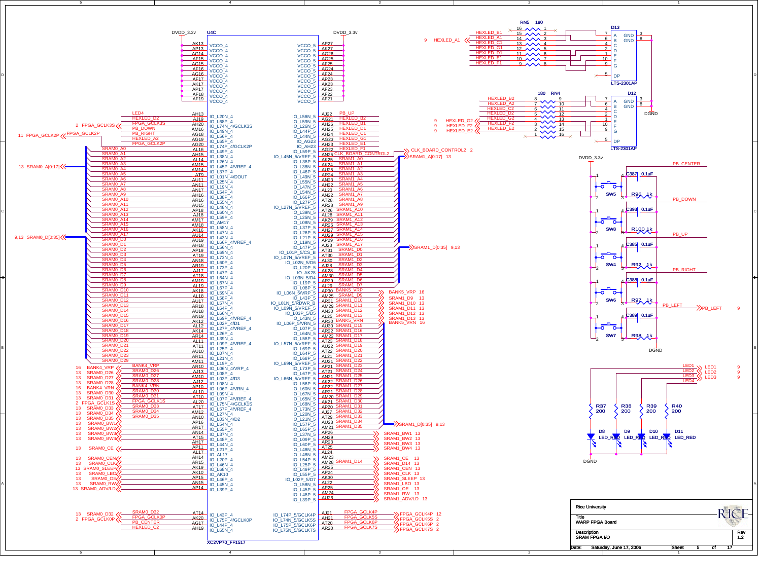Rice University

Title: WARP FPGA Board

Description: SRAM FPGA I/O

Rev 1.2

Date: Saturday, June 17, 2006

Sheet 5 of 17

U4C XC2VP70_FF1517

DVDD_3.3v

| Pin | Function | Net |
|---|---|---|
| AK13, AP13, AG14, AF15, AG15, AF16, AG16, AF17, AK17, AP17, AF18, AF19 | VCCO_4 | DVDD_3.3v |
| AP27, AK27, AG26, AF25, AG25, AG24, AF24, AF23, AK23, AP23, AF22, AF21 | VCCO_5 | DVDD_3.3v |
| AH13 | IO_L20N_4 | LED4 |
| AJ19 | IO_L68P_4 | HEXLED_D2 |
| AH20 | IO_L74N_4/GCLK3S | FPGA_GCLK3S |
| AM16 | IO_L49N_4 | PB_DOWN |
| AG18 | IO_L56P_4 | PB_RIGHT |
| AG19 | IO_L65P_4 | HEXLED_A2 |
| AG20 | IO_L74P_4/GCLK2P | FPGA_GCLK2P |
| AL16 | IO_L49P_4 | SRAM0_A0 |
| AH15 | IO_L38N_4 | SRAM0_A1 |
| AL14 | IO_L26N_4 | SRAM0_A2 |
| AM15 | IO_L45P_4/VREF_4 | SRAM0_A3 |
| AM14 | IO_L37P_4 | SRAM0_A4 |
| AT9 | IO_L01N_4/DOUT | SRAM0_A5 |
| AU11 | IO_L25N_4 | SRAM0_A6 |
| AN11 | IO_L19N_4 | SRAM0_A7 |
| AN17 | IO_L54P_4 | SRAM0_A8 |
| AH16 | IO_L38P_4 | SRAM0_A9 |
| AR16 | IO_L55N_4 | SRAM0_A10 |
| AU15 | IO_L48N_4 | SRAM0_A11 |
| AP18 | IO_L60N_4 | SRAM0_A12 |
| AJ18 | IO_L59P_4 | SRAM0_A13 |
| AM17 | IO_AM17 | SRAM0_A14 |
| AM18 | IO_L58N_4 | SRAM0_A15 |
| AK16 | IO_L47N_4 | SRAM0_A16 |
| AU14 | IO_L43N_4 | SRAM0_A17 |
| AU19 | IO_L66P_4/VREF_4 | SRAM0_D0 |
| AH18 | IO_L56N_4 | SRAM0_D1 |
| AP19 | IO_L69N_4 | SRAM0_D2 |
| AT19 | IO_L73N_4 | SRAM0_D3 |
| AN18 | IO_L60P_4 | SRAM0_D4 |
| AR19 | IO_L69P_4 | SRAM0_D5 |
| AJ17 | IO_L73P_4 | SRAM0_D6 |
| AT18 | IO_L57P_4 | SRAM0_D7 |
| AM19 | IO_L64N_4 | SRAM0_D8 |
| AL19 | IO_L67N_4 | SRAM0_D9 |
| AK18 | IO_L67P_4 | SRAM0_D10 |
| AL18 | IO_L59N_4 | SRAM0_D11 |
| AU17 | IO_L58P_4 | SRAM0_D12 |
| AR18 | IO_L57N_4 | SRAM0_D13 |
| AU18 | IO_L64P_4 | SRAM0_D14 |
| AN19 | IO_L66N_4 | SRAM0_D15 |
| AK12 | IO_L69P_4/VREF_4 | SRAM0_D16 |
| AL12 | IO_L02P_4/D1 | SRAM0_D17 |
| AK14 | IO_L27P_4/VREF_4 | SRAM0_D18 |
| AR14 | IO_L26P_4 | SRAM0_D19 |
| AL11 | IO_L39N_4 | SRAM0_D20 |
| AT11 | IO_L09P_4/VREF_4 | SRAM0_D21 |
| AU10 | IO_L25P_4 | SRAM0_D22 |
| AR11 | IO_L07N_4 | SRAM0_D23 |
| AM11 | IO_L21N_4 | SRAM0_D29 |
| AR10 | IO_L19P_4 | BANK4_VRP |
| AJ13 | IO_L06N_4/VRP_4 | SRAM0_D26 |
| AM10 | IO_L08P_4 | SRAM0_D27 |
| AJ12 | IO_L03P_4/D3 | SRAM0_D28 |
| AP10 | IO_L08N_4 | BANK4_VRN |
| AL10 | IO_L06P_4/VRN_4 | SRAM0_D30 |
| AT10 | IO_L09N_4 | SRAM0_D31 |
| AL20 | IO_L07P_4/VREF_4 | FPGA_GCLK1S |
| AT17 | IO_L75N_4/GCLK1S | SRAM0_D33 |
| AM12 | IO_L57P_4/VREF_4 | SRAM0_D34 |
| AN10 | IO_L27N_4 | SRAM0_D35 |
| AP16 | IO_L03N_4/D2 | SRAM0_BW1 |
| AR17 | IO_L54N_4 | SRAM0_BW2 |
| AN14 | IO_L55P_4 | SRAM0_BW3 |
| AT15 | IO_L37N_4 | SRAM0_BW4 |
| AH17 | IO_L48P_4 | |
| AP11 | IO_L44N_4 | SRAM0_CE |
| AL17 | IO_L21P_4 | |
| AH14 | IO_AL17 | SRAM0_CEN |
| AR15 | IO_L20P_4 | SRAM0_CLK |
| AK19 | IO_L46N_4 | SRAM0_SLEEP |
| AK10 | IO_L68N_4 | SRAM0_LBO |
| AP15 | IO_AK10 | SRAM0_OE |
| AN15 | IO_L46P_4 | SRAM0_RW |
| AP14 | IO_L45N_4 | SRAM0_ADV/LD |
| | IO_L39P_4 | |
| AT14 | IO_L43P_4 | SRAM0_D32 |
| AK20 | IO_L75P_4/GCLK0P | FPGA_GCLK0P |
| AG17 | IO_L44P_4 | PB_CENTER |
| AH19 | IO_L65N_4 | HEXLED_C2 |

| Pin | Function | Net |
|---|---|---|
| AJ22 | IO_L56N_5 | PB_UP |
| AG21 | IO_L59N_5 | HEXLED_B2 |
| AH26 | IO_L26N_5 | HEXLED_B1 |
| AH25 | IO_L38N_5 | HEXLED_D1 |
| AH24 | IO_L44P_5 | HEXLED_C1 |
| AG23 | IO_L44N_5 | HEXLED_G1 |
| AH23 | IO_AG23 | HEXLED_E1 |
| AG22 | IO_AH23 | HEXLED_F1 |
| AN25 | IO_L59P_5 | CLK_BOARD_CONTROL2 |
| AK25 | IO_L45N_5/VREF_5 | SRAM1_A0 |
| AK24 | IO_L38P_5 | SRAM1_A1 |
| AU25 | IO_L38N_5 | SRAM1_A2 |
| AR24 | IO_L46P_5 | SRAM1_A3 |
| AN23 | IO_L49N_5 | SRAM1_A4 |
| AH22 | IO_L55N_5 | SRAM1_A5 |
| AL23 | IO_L47N_5 | SRAM1_A6 |
| AN22 | IO_L54N_5 | SRAM1_A7 |
| AT28 | IO_L66P_5 | SRAM1_A8 |
| AR28 | IO_L27P_5 | SRAM1_A9 |
| AT26 | IO_L27N_5/VREF_5 | SRAM1_A10 |
| AL28 | IO_L39N_5 | SRAM1_A11 |
| AK29 | IO_L25N_5 | SRAM1_A12 |
| AR26 | IO_L08N_5 | SRAM1_A13 |
| AH27 | IO_L37P_5 | SRAM1_A14 |
| AU29 | IO_L26P_5 | SRAM1_A15 |
| AP29 | IO_L21P_5 | SRAM1_A16 |
| AJ23 | IO_L19N_5 | SRAM1_A17 |
| AT31 | IO_L47P_5 | SRAM1_D0 |
| AT30 | IO_L01P_5/CS_B | SRAM1_D1 |
| AL30 | IO_L07N_5/VREF_5 | SRAM1_D2 |
| AJ28 | IO_L02N_5/D6 | SRAM1_D3 |
| AK28 | IO_L20P_5 | SRAM1_D4 |
| AM30 | IO_AK28 | SRAM1_D5 |
| AR29 | IO_L03N_5/D4 | SRAM1_D6 |
| AL29 | IO_L19P_5 | SRAM1_D7 |
| AP30 | IO_L08P_5 | BANK5_VRP |
| AM25 | IO_L06N_5/VRP_5 | SRAM1_D9 |
| AR31 | IO_L43P_5 | SRAM1_D10 |
| AM29 | IO_L01N_5/RDWR_B | SRAM1_D11 |
| AN30 | IO_L09N_5/VREF_5 | SRAM1_D12 |
| AL25 | IO_L03P_5/D5 | SRAM1_D13 |
| AR30 | IO_L43N_5 | BANK5_VRN |
| AU30 | IO_L06P_5/VRN_5 | SRAM1_D15 |
| AR22 | IO_L07P_5 | SRAM1_D16 |
| AM22 | IO_L64N_5 | SRAM1_D17 |
| AT23 | IO_L58P_5 | SRAM1_D18 |
| AU22 | IO_L57N_5/VREF_5 | SRAM1_D19 |
| AT22 | IO_L69P_5 | SRAM1_D20 |
| AL21 | IO_L64P_5 | SRAM1_D21 |
| AU21 | IO_L68P_5 | SRAM1_D22 |
| AP21 | IO_L69N_5/VREF_5 | SRAM1_D23 |
| AT21 | IO_L73P_5 | SRAM1_D24 |
| AN21 | IO_L67P_5 | SRAM1_D25 |
| AK22 | IO_L66N_5/VREF_5 | SRAM1_D26 |
| AP22 | IO_L56P_5 | SRAM1_D27 |
| AR21 | IO_L60P_5 | SRAM1_D28 |
| AM20 | IO_L67N_5 | SRAM1_D29 |
| AK21 | IO_L65N_5 | SRAM1_D30 |
| AP20 | IO_L68N_5 | SRAM1_D31 |
| AJ27 | IO_L73N_5 | SRAM1_D32 |
| AT29 | IO_L20N_5 | SRAM1_D33 |
| AU23 | IO_L21N_5 | SRAM1_D34 |
| AM21 | IO_L57P_5 | SRAM1_D35 |
| AP26 | IO_L65P_5 | SRAM1_BW1 |
| AN29 | IO_L37N_5 | SRAM1_BW2 |
| AR23 | IO_L09P_5 | SRAM1_BW3 |
| AT25 | IO_L60P_5 | SRAM1_BW4 |
| AL24 | IO_L46N_5 | |
| AM23 | IO_L48N_5 | SRAM1_CE |
| AM28 | IO_L54P_5 | SRAM1_D14 |
| AR25 | IO_L25P_5 | SRAM1_CEN |
| AP24 | IO_L49P_5 | SRAM1_CLK |
| AK30 | IO_L55P_5 | SRAM1_SLEEP |
| AL22 | IO_L02P_5/D7 | SRAM1_LBO |
| AP25 | IO_L58N_5 | SRAM1_OE |
| AM24 | IO_L45P_5 | SRAM1_RW |
| AU26 | IO_L48P_5 | SRAM1_ADV/LD |
| | IO_L39P_5 | |
| AJ21 | IO_L74P_5/GCLK4P | FPGA_GCLK4P |
| AH21 | IO_L74N_5/GCLK5S | FPGA_GCLK5S |
| AT20 | IO_L75P_5/GCLK6P | FPGA_GCLK6P |
| AR20 | IO_L75N_5/GCLK7S | FPGA_GCLK7S |

Off-page connectors: FPGA_GCLK3S (2), FPGA_GCLK2P (11), SRAM0_A[0:17] (13), SRAM0_D[0:35] (9,13), BANK4_VRP (16), SRAM0_D26..D28 (13), BANK4_VRN (16), SRAM0_D30, D31 (13), FPGA_GCLK1S (2), SRAM0_D33..D35 (13), SRAM0_BW1..BW4 (13), SRAM0_CE (13), SRAM0_CEN, CLK, SLEEP, LBO, OE, RW, ADV/LD (13), SRAM0_D32 (13), FPGA_GCLK0P (2), CLK_BOARD_CONTROL2 (2), SRAM1_A[0:17] (13), SRAM1_D[0:35] (9,13), BANK5_VRP (16), SRAM1_D9..D13 (13), BANK5_VRN (16), SRAM1_BW1..BW4 (13), SRAM1_CE, D14, CEN, CLK, SLEEP, LBO, OE, RW, ADV/LD (13), FPGA_GCLK4P (12), FPGA_GCLK5S (2), FPGA_GCLK6P (2), FPGA_GCLK7S (2).

Seven-segment displays:

- RN5 180: HEXLED_B1, A1, C1, G1, D1, E1, F1 → D13 LTS-2301AP (A, B, C, D, E, F, G, DP, GND pins 3, 8). HEXLED_A1 (9).
- RN4 180: HEXLED_B2, A2, C2, D2, G2, F2, E2 → D12 LTS-2301AP. HEXLED_G2, F2, E2 (9). DGND.

Pushbuttons (DVDD_3.3v):

| Switch | Capacitor | Resistor | Net |
|---|---|---|---|
| SW5 | C387 0.1uF | R96 1k | PB_CENTER |
| SW8 | C393 0.1uF | R100 1k | PB_DOWN |
| SW4 | C385 0.1uF | R92 1k | PB_UP |
| SW6 | C388 0.1uF | R97 1k | PB_RIGHT |
| SW7 | C389 0.1uF | R98 1k | PB_LEFT (9) |

LEDs:

| LED | Resistor | Net |
|---|---|---|
| D8 LED_RED | R37 200 | LED1 (9) |
| D9 LED_RED | R38 200 | LED2 (9) |
| D10 LED_RED | R39 200 | LED3 (9) |
| D11 LED_RED | R40 200 | LED4 |

DGND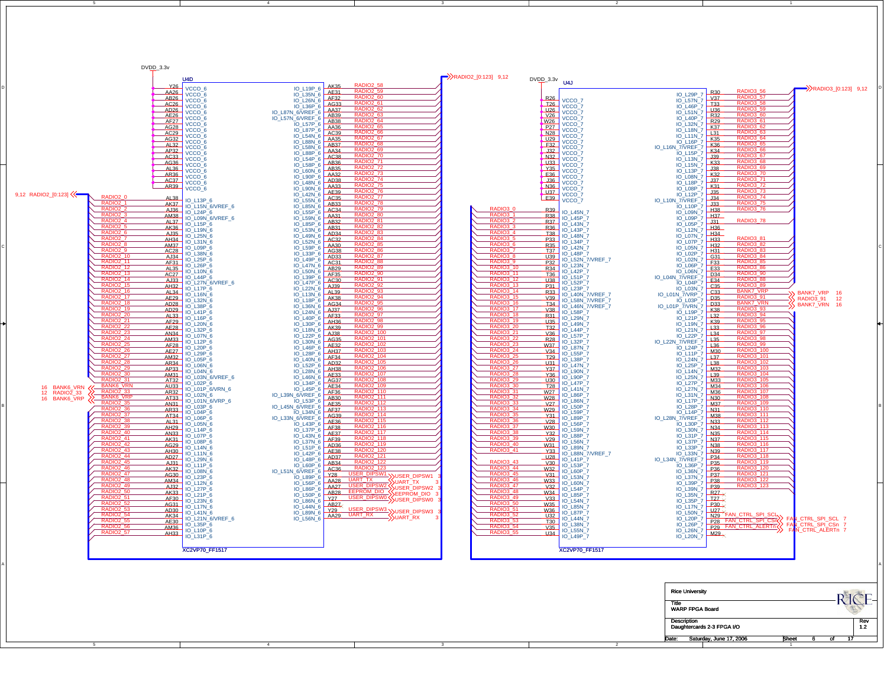# WARP FPGA Board — Daughtercards 2-3 FPGA I/O

## U4D (XC2VP70_FF1517) — Bank 6

DVDD_3.3v

| Pin | Function |
|---|---|
| Y26 | VCCO_6 |
| AA26 | VCCO_6 |
| AB26 | VCCO_6 |
| AC26 | VCCO_6 |
| AD26 | VCCO_6 |
| AE26 | VCCO_6 |
| AF27 | VCCO_6 |
| AG28 | VCCO_6 |
| AC29 | VCCO_6 |
| AG32 | VCCO_6 |
| AL32 | VCCO_6 |
| AP32 | VCCO_6 |
| AC33 | VCCO_6 |
| AG36 | VCCO_6 |
| AL36 | VCCO_6 |
| AR36 | VCCO_6 |
| AC37 | VCCO_6 |
| AR39 | VCCO_6 |

Bus: 9,12 RADIO2_[0:123]

| Net | Pin | Function |
|---|---|---|
| RADIO2_0 | AL38 | IO_L13P_6 |
| RADIO2_1 | AK37 | IO_L15N_6/VREF_6 |
| RADIO2_2 | AJ36 | IO_L24P_6 |
| RADIO2_3 | AM38 | IO_L09N_6/VREF_6 |
| RADIO2_4 | AL37 | IO_L15P_6 |
| RADIO2_5 | AK36 | IO_L19N_6 |
| RADIO2_6 | AJ35 | IO_L25N_6 |
| RADIO2_7 | AH34 | IO_L31N_6 |
| RADIO2_8 | AM37 | IO_L09P_6 |
| RADIO2_9 | AC28 | IO_L38N_6 |
| RADIO2_10 | AJ34 | IO_L25P_6 |
| RADIO2_11 | AF31 | IO_L26P_6 |
| RADIO2_12 | AL35 | IO_L10N_6 |
| RADIO2_13 | AC27 | IO_L44P_6 |
| RADIO2_14 | AJ33 | IO_L27N_6/VREF_6 |
| RADIO2_15 | AH32 | IO_L17P_6 |
| RADIO2_16 | AL34 | IO_L16N_6 |
| RADIO2_17 | AE29 | IO_L32N_6 |
| RADIO2_18 | AD28 | IO_L38P_6 |
| RADIO2_19 | AD29 | IO_L41P_6 |
| RADIO2_20 | AL33 | IO_L16P_6 |
| RADIO2_21 | AF29 | IO_L20N_6 |
| RADIO2_22 | AE28 | IO_L32P_6 |
| RADIO2_23 | AN34 | IO_L07N_6 |
| RADIO2_24 | AM33 | IO_L12P_6 |
| RADIO2_25 | AF28 | IO_L20P_6 |
| RADIO2_26 | AE27 | IO_L29P_6 |
| RADIO2_27 | AM32 | IO_L05P_6 |
| RADIO2_28 | AR34 | IO_L06N_6 |
| RADIO2_29 | AP33 | IO_L04N_6 |
| RADIO2_30 | AM31 | IO_L03N_6/VREF_6 |
| RADIO2_31 | AT32 | IO_L02P_6 |
| BANK6_VRN (16) | AU33 | IO_L01P_6/VRN_6 |
| RADIO2_33 (12) | AR32 | IO_L02N_6 |
| BANK6_VRP (16) | AT33 | IO_L01N_6/VRP_6 |
| RADIO2_35 | AN31 | IO_L03P_6 |
| RADIO2_36 | AR33 | IO_L04P_6 |
| RADIO2_37 | AT34 | IO_L06P_6 |
| RADIO2_38 | AL31 | IO_L05N_6 |
| RADIO2_39 | AH29 | IO_L14P_6 |
| RADIO2_40 | AN33 | IO_L07P_6 |
| RADIO2_41 | AK31 | IO_L08P_6 |
| RADIO2_42 | AG29 | IO_L14N_6 |
| RADIO2_43 | AH30 | IO_L11N_6 |
| RADIO2_44 | AD27 | IO_L29N_6 |
| RADIO2_45 | AJ31 | IO_L11P_6 |
| RADIO2_46 | AK32 | IO_L08N_6 |
| RADIO2_47 | AG30 | IO_L23P_6 |
| RADIO2_48 | AM34 | IO_L12N_6 |
| RADIO2_49 | AJ32 | IO_L27P_6 |
| RADIO2_50 | AK33 | IO_L10P_6 |
| RADIO2_51 | AF30 | IO_L21P_6 |
| RADIO2_52 | AG31 | IO_L23N_6 |
| RADIO2_53 | AD30 | IO_L17N_6 |
| RADIO2_54 | AK34 | IO_L41N_6 |
| RADIO2_55 | AE30 | IO_L21N_6/VREF_6 |
| RADIO2_56 | AM36 | IO_L35P_6 |
| RADIO2_57 | AH33 | IO_L10P_6 |
| | | IO_L31P_6 |

Bus: RADIO2_[0:123] 9,12

| Function | Pin | Net |
|---|---|---|
| IO_L19P_6 | AK35 | RADIO2_58 |
| IO_L35N_6 | AE31 | RADIO2_59 |
| IO_L26N_6 | AF32 | RADIO2_60 |
| IO_L36P_6 | AG33 | RADIO2_61 |
| IO_L87N_6/VREF_6 | AA37 | RADIO2_62 |
| IO_L57N_6/VREF_6 | AB39 | RADIO2_63 |
| IO_L57P_6 | AB38 | RADIO2_64 |
| IO_L87P_6 | AA36 | RADIO2_65 |
| IO_L54N_6 | AC39 | RADIO2_66 |
| IO_L88N_6 | AA35 | RADIO2_67 |
| IO_L58N_6 | AB37 | RADIO2_68 |
| IO_L88P_6 | AA34 | RADIO2_69 |
| IO_L54P_6 | AC38 | RADIO2_70 |
| IO_L58P_6 | AB36 | RADIO2_71 |
| IO_L60N_6 | AB35 | RADIO2_72 |
| IO_L90P_6 | AA32 | RADIO2_73 |
| IO_L48N_6 | AD38 | RADIO2_74 |
| IO_L90N_6 | AA33 | RADIO2_75 |
| IO_L42N_6 | AE39 | RADIO2_76 |
| IO_L55N_6 | AC35 | RADIO2_77 |
| IO_L85N_6 | AB33 | RADIO2_78 |
| IO_L55P_6 | AC34 | RADIO2_79 |
| IO_L59N_6 | AA31 | RADIO2_80 |
| IO_L85P_6 | AB32 | RADIO2_81 |
| IO_L53N_6 | AB31 | RADIO2_82 |
| IO_L49N_6 | AD34 | RADIO2_83 |
| IO_L52N_6 | AC32 | RADIO2_84 |
| IO_L59P_6 | AA30 | RADIO2_85 |
| IO_L33P_6 | AG38 | RADIO2_86 |
| IO_L49P_6 | AD33 | RADIO2_87 |
| IO_L47N_6 | AC31 | RADIO2_88 |
| IO_L50N_6 | AB29 | RADIO2_89 |
| IO_L39P_6 | AF35 | RADIO2_90 |
| IO_L47P_6 | AC30 | RADIO2_91 |
| IO_L22N_6 | AJ39 | RADIO2_92 |
| IO_L13N_6 | AL39 | RADIO2_93 |
| IO_L18P_6 | AK38 | RADIO2_94 |
| IO_L36N_6 | AG34 | RADIO2_95 |
| IO_L24N_6 | AJ37 | RADIO2_96 |
| IO_L40P_6 | AF33 | RADIO2_97 |
| IO_L30P_6 | AH36 | RADIO2_98 |
| IO_L18N_6 | AK39 | RADIO2_99 |
| IO_L22P_6 | AJ38 | RADIO2_100 |
| IO_L30N_6 | AG35 | RADIO2_101 |
| IO_L46P_6 | AE32 | RADIO2_102 |
| IO_L28P_6 | AH37 | RADIO2_103 |
| IO_L40N_6 | AF34 | RADIO2_104 |
| IO_L52P_6 | AD32 | RADIO2_105 |
| IO_L28N_6 | AH38 | RADIO2_106 |
| IO_L46N_6 | AE33 | RADIO2_107 |
| IO_L34P_6 | AG37 | RADIO2_108 |
| IO_L45P_6 | AE34 | RADIO2_109 |
| IO_L39N_6/VREF_6 | AF36 | RADIO2_110 |
| IO_L53P_6 | AB30 | RADIO2_111 |
| IO_L45N_6/VREF_6 | AE35 | RADIO2_112 |
| IO_L34N_6 | AF37 | RADIO2_113 |
| IO_L33N_6/VREF_6 | AG39 | RADIO2_114 |
| IO_L43P_6 | AE36 | RADIO2_115 |
| IO_L37P_6 | AF38 | RADIO2_116 |
| IO_L43N_6 | AE37 | RADIO2_117 |
| IO_L37N_6 | AF39 | RADIO2_118 |
| IO_L51P_6 | AD36 | RADIO2_119 |
| IO_L42P_6 | AE38 | RADIO2_120 |
| IO_L48P_6 | AD37 | RADIO2_121 |
| IO_L60P_6 | AB34 | RADIO2_122 |
| IO_L51N_6/VREF_6 | AC36 | RADIO2_123 |
| IO_L89P_6 | Y28 | USER_DIPSW1 → USER_DIPSW1 3 |
| IO_L56P_6 | AA28 | UART_TX → UART_TX 3 |
| IO_L86P_6 | AA27 | USER_DIPSW2 → USER_DIPSW2 3 |
| IO_L50P_6 | AB28 | EEPROM_DIO → EEPROM_DIO 3 |
| IO_L86N_6 | Y27 | USER_DIPSW0 → USER_DIPSW0 3 |
| IO_L44N_6 | AB27 | |
| IO_L89N_6 | Y29 | USER_DIPSW3 → USER_DIPSW3 3 |
| IO_L56N_6 | AA29 | UART_RX → UART_RX 3 |

## U4J (XC2VP70_FF1517) — Bank 7

DVDD_3.3v

| Pin | Function |
|---|---|
| R26 | VCCO_7 |
| T26 | VCCO_7 |
| U26 | VCCO_7 |
| V26 | VCCO_7 |
| W26 | VCCO_7 |
| P27 | VCCO_7 |
| N28 | VCCO_7 |
| U29 | VCCO_7 |
| F32 | VCCO_7 |
| J32 | VCCO_7 |
| N32 | VCCO_7 |
| U33 | VCCO_7 |
| Y35 | VCCO_7 |
| E36 | VCCO_7 |
| J36 | VCCO_7 |
| N36 | VCCO_7 |
| U37 | VCCO_7 |
| E39 | VCCO_7 |

| Net | Pin | Function |
|---|---|---|
| RADIO3_0 | R39 | IO_L45N_7 |
| RADIO3_1 | R38 | IO_L45P_7 |
| RADIO3_2 | R37 | IO_L43N_7 |
| RADIO3_3 | R36 | IO_L43P_7 |
| RADIO3_4 | T38 | IO_L48N_7 |
| RADIO3_5 | P33 | IO_L34P_7 |
| RADIO3_6 | R35 | IO_L42N_7 |
| RADIO3_7 | T37 | IO_L48P_7 |
| RADIO3_8 | U39 | IO_L52N_7/VREF_7 |
| RADIO3_9 | P32 | IO_L23N_7 |
| RADIO3_10 | R34 | IO_L42P_7 |
| RADIO3_11 | T36 | IO_L51P_7 |
| RADIO3_12 | U38 | IO_L52P_7 |
| RADIO3_13 | P31 | IO_L23P_7 |
| RADIO3_14 | R33 | IO_L40N_7/VREF_7 |
| RADIO3_15 | V39 | IO_L58N_7/VREF_7 |
| RADIO3_16 | T34 | IO_L46N_7/VREF_7 |
| RADIO3_17 | V38 | IO_L58P_7 |
| RADIO3_18 | R31 | IO_L29N_7 |
| RADIO3_19 | U35 | IO_L49N_7 |
| RADIO3_20 | T32 | IO_L44P_7 |
| RADIO3_21 | V36 | IO_L57P_7 |
| RADIO3_22 | R28 | IO_L32P_7 |
| RADIO3_23 | W37 | IO_L87N_7 |
| RADIO3_24 | V34 | IO_L55P_7 |
| RADIO3_25 | T29 | IO_L38P_7 |
| RADIO3_26 | U31 | IO_L47N_7 |
| RADIO3_27 | Y37 | IO_L90N_7 |
| RADIO3_28 | Y36 | IO_L90P_7 |
| RADIO3_29 | U30 | IO_L47P_7 |
| RADIO3_30 | T28 | IO_L41N_7 |
| RADIO3_31 | W27 | IO_L86P_7 |
| RADIO3_32 | W28 | IO_L86N_7 |
| RADIO3_33 | V27 | IO_L50P_7 |
| RADIO3_34 | W29 | IO_L59P_7 |
| RADIO3_35 | Y31 | IO_L89P_7 |
| RADIO3_36 | V28 | IO_L56P_7 |
| RADIO3_37 | W30 | IO_L59N_7 |
| RADIO3_38 | Y32 | IO_L88P_7 |
| RADIO3_39 | V29 | IO_L56N_7 |
| RADIO3_40 | W31 | IO_L89N_7 |
| RADIO3_41 | Y33 | IO_L88N_7/VREF_7 |
| | U28 | IO_L41P_7 |
| RADIO3_43 | V30 | IO_L53P_7 |
| RADIO3_44 | W32 | IO_L60P_7 |
| RADIO3_45 | V31 | IO_L53N_7 |
| RADIO3_46 | W33 | IO_L60N_7 |
| RADIO3_47 | V32 | IO_L54P_7 |
| RADIO3_48 | W34 | IO_L85P_7 |
| RADIO3_49 | V33 | IO_L54N_7 |
| RADIO3_50 | W35 | IO_L85N_7 |
| RADIO3_51 | W36 | IO_L87P_7 |
| RADIO3_52 | U32 | IO_L44N_7 |
| RADIO3_53 | T30 | IO_L38N_7 |
| RADIO3_54 | V35 | IO_L55N_7 |
| RADIO3_55 | U34 | IO_L49P_7 |

Bus: RADIO3_[0:123] 9,12

| Function | Pin | Net |
|---|---|---|
| IO_L29P_7 | R30 | RADIO3_56 |
| IO_L57N_7 | V37 | RADIO3_57 |
| IO_L46P_7 | T33 | RADIO3_58 |
| IO_L51N_7 | U36 | RADIO3_59 |
| IO_L40P_7 | R32 | RADIO3_60 |
| IO_L32N_7 | R29 | RADIO3_61 |
| IO_L18N_7 | K37 | RADIO3_62 |
| IO_L11N_7 | L31 | RADIO3_63 |
| IO_L16P_7 | K35 | RADIO3_64 |
| IO_L16N_7/VREF_7 | K36 | RADIO3_65 |
| IO_L15P_7 | K34 | RADIO3_66 |
| IO_L13N_7 | J39 | RADIO3_67 |
| IO_L15N_7 | K33 | RADIO3_68 |
| IO_L13P_7 | J38 | RADIO3_69 |
| IO_L08N_7 | K32 | RADIO3_70 |
| IO_L18P_7 | J37 | RADIO3_71 |
| IO_L08P_7 | K31 | RADIO3_72 |
| IO_L12P_7 | J35 | RADIO3_73 |
| IO_L10N_7/VREF_7 | J34 | RADIO3_74 |
| IO_L10P_7 | J33 | RADIO3_75 |
| IO_L09N_7 | H38 | RADIO3_76 |
| IO_L09P_7 | H37 | |
| IO_L05P_7 | J31 | RADIO3_78 |
| IO_L12N_7 | H36 | |
| IO_L07N_7 | H34 | |
| IO_L07P_7 | H33 | RADIO3_81 |
| IO_L05N_7 | H32 | RADIO3_82 |
| IO_L02P_7 | H31 | RADIO3_83 |
| IO_L02N_7 | G31 | RADIO3_84 |
| IO_L06P_7 | F33 | RADIO3_85 |
| IO_L06N_7 | E33 | RADIO3_86 |
| IO_L04N_7/VREF_7 | D34 | RADIO3_90 |
| IO_L04P_7 | E34 | RADIO3_88 |
| IO_L03N_7 | C35 | RADIO3_89 |
| IO_L01N_7/VRP_7 | C33 | BANK7_VRP → BANK7_VRP 16 |
| IO_L03P_7 | D35 | RADIO3_91 → RADIO3_91 12 |
| IO_L01P_7/VRN_7 | D33 | BANK7_VRN → BANK7_VRN 16 |
| IO_L58P_7 | K38 | RADIO3_93 |
| IO_L19P_7 | L32 | RADIO3_94 |
| IO_L21P_7 | K39 | RADIO3_95 |
| IO_L19N_7 | L33 | RADIO3_96 |
| IO_L21N_7 | L34 | RADIO3_97 |
| IO_L22P_7 | L35 | RADIO3_98 |
| IO_L22N_7/VREF_7 | L36 | RADIO3_99 |
| IO_L24P_7 | M30 | RADIO3_100 |
| IO_L55P_7 | L37 | RADIO3_101 |
| IO_L11P_7 | L38 | RADIO3_102 |
| IO_L24N_7 | M32 | RADIO3_103 |
| IO_L25P_7 | L39 | RADIO3_104 |
| IO_L14N_7 | M33 | RADIO3_105 |
| IO_L25N_7 | M34 | RADIO3_106 |
| IO_L27P_7 | M36 | RADIO3_107 |
| IO_L27N_7 | N30 | RADIO3_108 |
| IO_L31N_7 | M37 | RADIO3_109 |
| IO_L17P_7 | N31 | RADIO3_110 |
| IO_L28P_7 | M38 | RADIO3_111 |
| IO_L14P_7 | N33 | RADIO3_112 |
| IO_L28N_7/VREF_7 | N34 | RADIO3_113 |
| IO_L30P_7 | N35 | RADIO3_114 |
| IO_L30N_7 | N37 | RADIO3_115 |
| IO_L31P_7 | N38 | RADIO3_116 |
| IO_L37P_7 | N39 | RADIO3_117 |
| IO_L33P_7 | P34 | RADIO3_118 |
| IO_L33N_7 | P35 | RADIO3_119 |
| IO_L34N_7/VREF_7 | P36 | RADIO3_120 |
| IO_L36P_7 | P37 | RADIO3_121 |
| IO_L36N_7 | P38 | RADIO3_122 |
| IO_L37N_7 | P39 | RADIO3_123 |
| IO_L39P_7 | R27 | |
| IO_L39N_7 | T27 | |
| IO_L35N_7 | P30 | |
| IO_L35P_7 | U27 | |
| IO_L17N_7 | N29 | FAN_CTRL_SPI_SCL → FAN_CTRL_SPI_SCL 7 |
| IO_L50N_7 | P28 | FAN_CTRL_SPI_CSn → FAN_CTRL_SPI_CSn 7 |
| IO_L20P_7 | P29 | FAN_CTRL_ALERTn → FAN_CTRL_ALERTn 7 |
| IO_L26P_7 | M29 | |
| IO_L26N_7 | | |
| IO_L20N_7 | | |

| | |
|---|---|
| Rice University | |
| Title | WARP FPGA Board |
| Description | Daughtercards 2-3 FPGA I/O |
| Rev | 1.2 |
| Date | Saturday, June 17, 2006 |
| Sheet | 6 of 17 |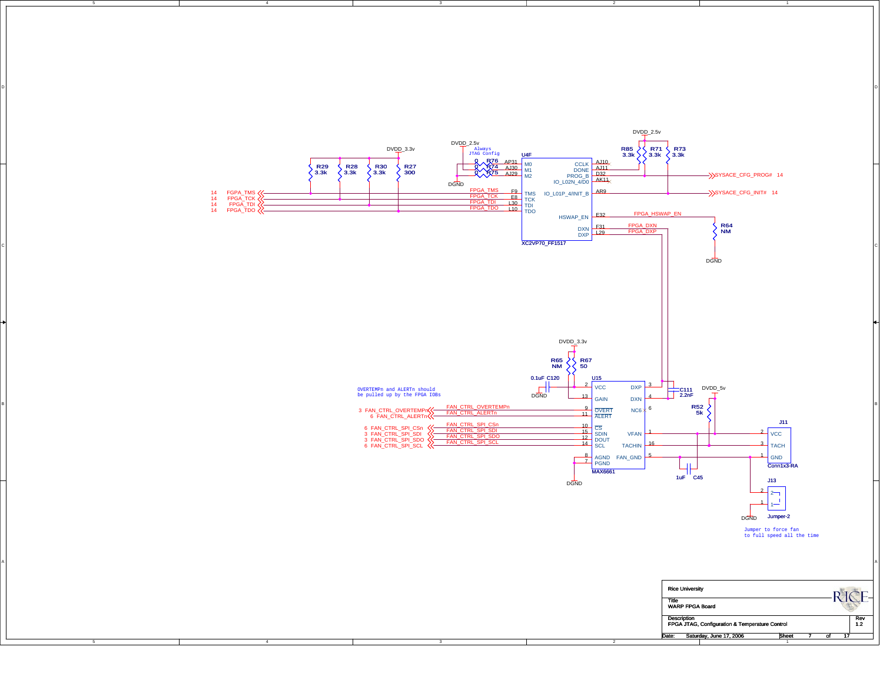Always JTAG Config

U4F — XC2VP70_FF1517

| Pin | Signal |
| --- | --- |
| AP31 | M0 (R76, 0, to DVDD_2.5v / DGND) |
| AJ30 | M1 (R74, 0) |
| AJ29 | M2 (R75, 0) |
| F9 | TMS — FPGA_TMS |
| E8 | TCK — FPGA_TCK |
| L30 | TDI — FPGA_TDI |
| L10 | TDO — FPGA_TDO |
| AJ10 | CCLK |
| AJ11 | DONE |
| D32 | PROG_B — SYSACE_CFG_PROG# 14 |
| AK11 | IO_L02N_4/D0 |
| AR9 | IO_L01P_4/INIT_B — SYSACE_CFG_INIT# 14 |
| E32 | HSWAP_EN — FPGA_HSWAP_EN |
| F31 | DXN — FPGA_DXN |
| L29 | DXP — FPGA_DXP |

Pull-ups (DVDD_3.3v): R29 3.3k, R28 3.3k, R30 3.3k, R27 300

14 FGPA_TMS, 14 FPGA_TCK, 14 FPGA_TDI, 14 FPGA_TDO

Pull-ups (DVDD_2.5v): R85 3.3k, R71 3.3k, R73 3.3k

R64 NM (FPGA_HSWAP_EN to DGND)

OVERTEMPn and ALERTn should be pulled up by the FPGA IOBs

U15 — MAX6661

| Pin | Signal |
| --- | --- |
| 2 | VCC (DVDD_3.3v; C120 0.1uF to DGND) |
| 13 | GAIN (R65 NM, R67 50) |
| 9 | OVERT — FAN_CTRL_OVERTEMPn (3) |
| 11 | ALERT — FAN_CTRL_ALERTn (6) |
| 10 | CS — FAN_CTRL_SPI_CSn (6) |
| 15 | SDIN — FAN_CTRL_SPI_SDI (3) |
| 12 | DOUT — FAN_CTRL_SPI_SDO (3) |
| 14 | SCL — FAN_CTRL_SPI_SCL (6) |
| 8 | AGND |
| 7 | PGND |
| 3 | DXP |
| 4 | DXN (C111 2.2nF) |
| 6 | NC6 |
| 1 | VFAN |
| 16 | TACHIN |
| 5 | FAN_GND |

R52 5k (DVDD_5v); C45 1uF

J11 — Conn1x3-RA: 2 VCC, 3 TACH, 1 GND

J13 — Jumper-2

Jumper to force fan to full speed all the time

Rice University

Title: WARP FPGA Board

Description: FPGA JTAG, Configuration & Temperature Control

Rev 1.2

Date: Saturday, June 17, 2006 — Sheet 7 of 17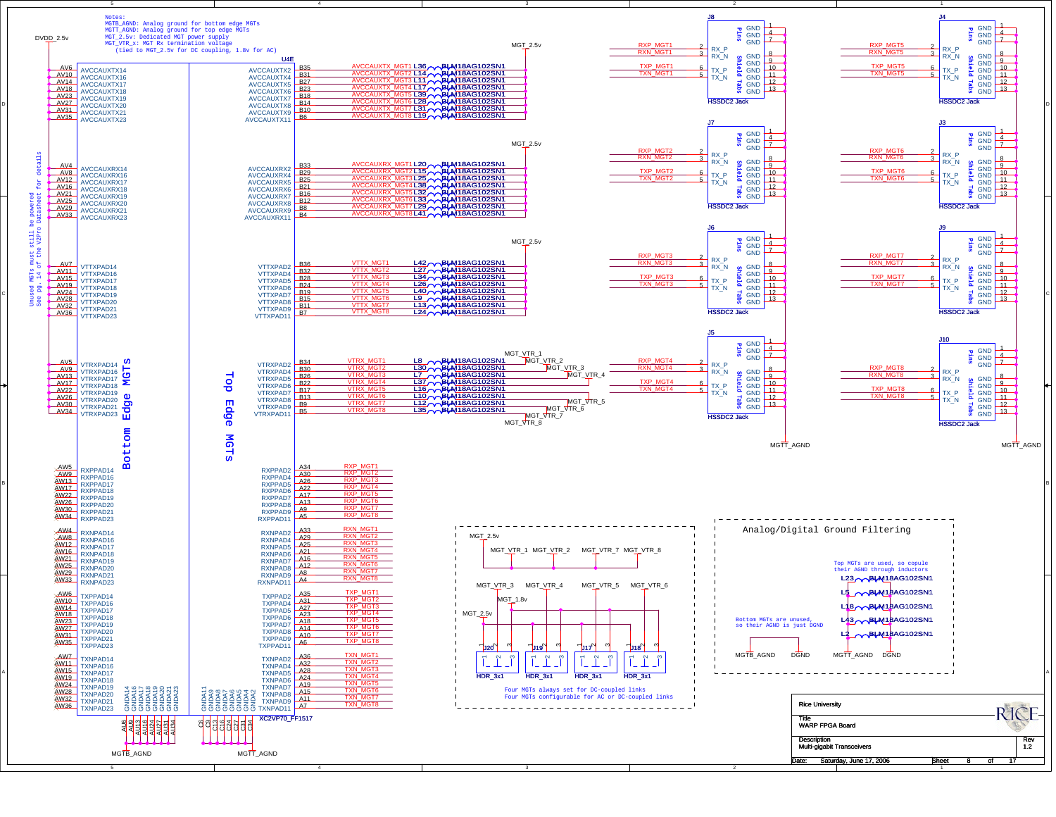Notes:
MGTB_AGND: Analog ground for bottom edge MGTs
MGTT_AGND: Analog ground for top edge MGTs
MGT_2.5v: Dedicated MGT power supply
MGT_VTR_x: MGT Rx termination voltage
(tied to MGT_2.5v for DC coupling, 1.8v for AC)

DVDD_2.5v

Unused MGTs must still be powered
See pg. 14 of the V2Pro Datasheet for details

U4E

Bottom Edge MGTs

Top Edge MGTs

| Bottom pin | Bottom signal | Top signal | Top pin |
|---|---|---|---|
| AV6 | AVCCAUXTX14 | AVCCAUXTX2 | B35 |
| AV10 | AVCCAUXTX16 | AVCCAUXTX4 | B31 |
| AV14 | AVCCAUXTX17 | AVCCAUXTX5 | B27 |
| AV18 | AVCCAUXTX18 | AVCCAUXTX6 | B23 |
| AV23 | AVCCAUXTX19 | AVCCAUXTX7 | B18 |
| AV27 | AVCCAUXTX20 | AVCCAUXTX8 | B14 |
| AV31 | AVCCAUXTX21 | AVCCAUXTX9 | B10 |
| AV35 | AVCCAUXTX23 | AVCCAUXTX11 | B6 |
| AV4 | AVCCAUXRX14 | AVCCAUXRX2 | B33 |
| AV8 | AVCCAUXRX16 | AVCCAUXRX4 | B29 |
| AV12 | AVCCAUXRX17 | AVCCAUXRX5 | B25 |
| AV16 | AVCCAUXRX18 | AVCCAUXRX6 | B21 |
| AV21 | AVCCAUXRX19 | AVCCAUXRX7 | B16 |
| AV25 | AVCCAUXRX20 | AVCCAUXRX8 | B12 |
| AV29 | AVCCAUXRX21 | AVCCAUXRX9 | B8 |
| AV33 | AVCCAUXRX23 | AVCCAUXRX11 | B4 |
| AV7 | VTTXPAD14 | VTTXPAD2 | B36 |
| AV11 | VTTXPAD16 | VTTXPAD4 | B32 |
| AV15 | VTTXPAD17 | VTTXPAD5 | B28 |
| AV19 | VTTXPAD18 | VTTXPAD6 | B24 |
| AV24 | VTTXPAD19 | VTTXPAD7 | B19 |
| AV28 | VTTXPAD20 | VTTXPAD8 | B15 |
| AV32 | VTTXPAD21 | VTTXPAD9 | B11 |
| AV36 | VTTXPAD23 | VTTXPAD11 | B7 |
| AV5 | VTRXPAD14 | VTRXPAD2 | B34 |
| AV9 | VTRXPAD16 | VTRXPAD4 | B30 |
| AV13 | VTRXPAD17 | VTRXPAD5 | B26 |
| AV17 | VTRXPAD18 | VTRXPAD6 | B22 |
| AV22 | VTRXPAD19 | VTRXPAD7 | B17 |
| AV26 | VTRXPAD20 | VTRXPAD8 | B13 |
| AV30 | VTRXPAD21 | VTRXPAD9 | B9 |
| AV34 | VTRXPAD23 | VTRXPAD11 | B5 |
| AW5 | RXPPAD14 | RXPPAD2 | A34 |
| AW9 | RXPPAD16 | RXPPAD4 | A30 |
| AW13 | RXPPAD17 | RXPPAD5 | A26 |
| AW17 | RXPPAD18 | RXPPAD6 | A22 |
| AW22 | RXPPAD19 | RXPPAD7 | A17 |
| AW26 | RXPPAD20 | RXPPAD8 | A13 |
| AW30 | RXPPAD21 | RXPPAD9 | A9 |
| AW34 | RXPPAD23 | RXPPAD11 | A5 |
| AW4 | RXNPAD14 | RXNPAD2 | A33 |
| AW8 | RXNPAD16 | RXNPAD4 | A29 |
| AW12 | RXNPAD17 | RXNPAD5 | A25 |
| AW16 | RXNPAD18 | RXNPAD6 | A21 |
| AW21 | RXNPAD19 | RXNPAD7 | A16 |
| AW25 | RXNPAD20 | RXNPAD8 | A12 |
| AW29 | RXNPAD21 | RXNPAD9 | A8 |
| AW33 | RXNPAD23 | RXNPAD11 | A4 |
| AW6 | TXPPAD14 | TXPPAD2 | A35 |
| AW10 | TXPPAD16 | TXPPAD4 | A31 |
| AW14 | TXPPAD17 | TXPPAD5 | A27 |
| AW18 | TXPPAD18 | TXPPAD6 | A23 |
| AW23 | TXPPAD19 | TXPPAD7 | A18 |
| AW27 | TXPPAD20 | TXPPAD8 | A14 |
| AW31 | TXPPAD21 | TXPPAD9 | A10 |
| AW35 | TXPPAD23 | TXPPAD11 | A6 |
| AW7 | TXNPAD14 | TXNPAD2 | A36 |
| AW11 | TXNPAD16 | TXNPAD4 | A32 |
| AW15 | TXNPAD17 | TXNPAD5 | A28 |
| AW19 | TXNPAD18 | TXNPAD6 | A24 |
| AW24 | TXNPAD19 | TXNPAD7 | A19 |
| AW28 | TXNPAD20 | TXNPAD8 | A15 |
| AW32 | TXNPAD21 | TXNPAD9 | A11 |
| AW36 | TXNPAD23 | TXNPAD11 | A7 |

GNDA14 (AU5), GNDA16 (AU9), GNDA17 (AU13), GNDA18 (AU16), GNDA19 (AU24), GNDA20 (AU27), GNDA21 (AU31), GNDA23 (AU34) — MGTB_AGND

GNDA11 (C6), GNDA9 (C9), GNDA8 (C13), GNDA7 (C16), GNDA6 (C24), GNDA5 (C27), GNDA4 (C31), GNDA2 (C34) — MGTT_AGND

XC2VP70_FF1517

Ferrite beads (BLM18AG102SN1), fed from MGT_2.5v:

| Net | Bead | Net | Bead | Net | Bead | Net | Bead |
|---|---|---|---|---|---|---|---|
| AVCCAUXTX_MGT1 | L36 | AVCCAUXRX_MGT1 | L20 | VTTX_MGT1 | L42 | VTRX_MGT1 | L8 |
| AVCCAUXTX_MGT2 | L14 | AVCCAUXRX_MGT2 | L15 | VTTX_MGT2 | L27 | VTRX_MGT2 | L30 |
| AVCCAUXTX_MGT3 | L11 | AVCCAUXRX_MGT3 | L25 | VTTX_MGT3 | L34 | VTRX_MGT3 | L7 |
| AVCCAUXTX_MGT4 | L17 | AVCCAUXRX_MGT4 | L38 | VTTX_MGT4 | L26 | VTRX_MGT4 | L37 |
| AVCCAUXTX_MGT5 | L39 | AVCCAUXRX_MGT5 | L32 | VTTX_MGT5 | L40 | VTRX_MGT5 | L16 |
| AVCCAUXTX_MGT6 | L28 | AVCCAUXRX_MGT6 | L33 | VTTX_MGT6 | L9 | VTRX_MGT6 | L10 |
| AVCCAUXTX_MGT7 | L31 | AVCCAUXRX_MGT7 | L29 | VTTX_MGT7 | L13 | VTRX_MGT7 | L12 |
| AVCCAUXTX_MGT8 | L19 | AVCCAUXRX_MGT8 | L41 | VTTX_MGT8 | L24 | VTRX_MGT8 | L35 |

VTRX beads connect to MGT_VTR_1 … MGT_VTR_8.

HSSDC2 Jacks (Pins: RX_P 2, RX_N 3, TX_P 6, TX_N 5; GND 1, 4, 7; Shield Tabs GND 8–13) — grounds to MGTT_AGND:

| Jack | RX_P | RX_N | TX_P | TX_N |
|---|---|---|---|---|
| J8 | RXP_MGT1 | RXN_MGT1 | TXP_MGT1 | TXN_MGT1 |
| J7 | RXP_MGT2 | RXN_MGT2 | TXP_MGT2 | TXN_MGT2 |
| J6 | RXP_MGT3 | RXN_MGT3 | TXP_MGT3 | TXN_MGT3 |
| J5 | RXP_MGT4 | RXN_MGT4 | TXP_MGT4 | TXN_MGT4 |
| J4 | RXP_MGT5 | RXN_MGT5 | TXP_MGT5 | TXN_MGT5 |
| J3 | RXP_MGT6 | RXN_MGT6 | TXP_MGT6 | TXN_MGT6 |
| J9 | RXP_MGT7 | RXN_MGT7 | TXP_MGT7 | TXN_MGT7 |
| J10 | RXP_MGT8 | RXN_MGT8 | TXP_MGT8 | TXN_MGT8 |

MGT_2.5v → MGT_VTR_1, MGT_VTR_2, MGT_VTR_7, MGT_VTR_8

MGT_VTR_3, MGT_VTR_4, MGT_VTR_5, MGT_VTR_6 selected via J20, J19, J17, J18 (HDR_3x1) between MGT_1.8v and MGT_2.5v

Four MGTs always set for DC-coupled links
Four MGTs configurable for AC or DC-coupled links

## Analog/Digital Ground Filtering

Top MGTs are used, so copule their AGND through inductors

L23, L5, L18, L43, L2 — BLM18AG102SN1 (MGTT_AGND – DGND)

Bottom MGTs are unused, so their AGND is just DGND

MGTB_AGND — DGND

Rice University

Title: WARP FPGA Board

Description: Multi-gigabit Transceivers

Rev: 1.2

Date: Saturday, June 17, 2006 — Sheet 8 of 17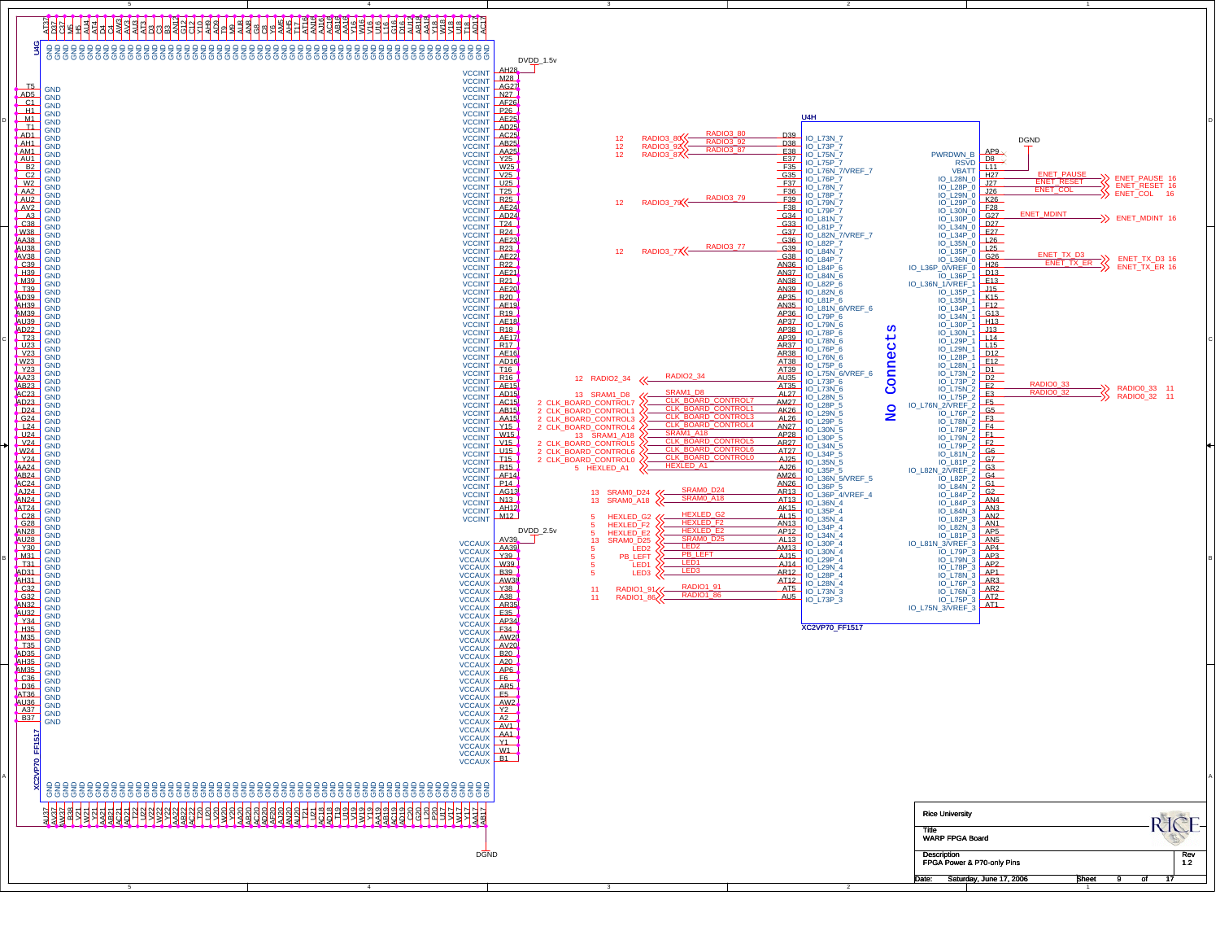# FPGA Power & P70-only Pins

**U4G** — XC2VP70_FF1517

DVDD_1.5v (VCCINT): AH28, M28, AG27, N27, AF26, P26, AE25, AD25, AC25, AB25, AA25, Y25, W25, V25, U25, T25, R25, AE24, AD24, T24, R24, AE23, R23, AE22, R22, AE21, R21, AE20, R20, AE19, R19, AE18, R18, AE17, R17, AE16, AD16, T16, R16, AE15, AD15, AC15, AB15, AA15, Y15, W15, V15, U15, T15, R15, AF14, P14, AG13, N13, AH12, M12

DVDD_2.5v (VCCAUX): AV39, AA39, Y39, W39, B39, AW38, Y38, A38, AR35, E35, AP34, F34, AW20, AV20, B20, A20, AP6, F6, AR5, E5, AW2, Y2, A2, AV1, AA1, Y1, W1, B1

DGND (GND): AT37, D37, C37, M5, J5, AU4, AT4, D4, C4, AW3, AV3, AU3, AT3, D3, C3, B3, AN12, G12, C12, Y10, AH9, AA9, T9, M9, AN8, AJ8, G8, C8, Y6, AM5, AH5, T17, AT16, AN16, AJ16, AC16, AB16, AA16, Y16, W16, V16, U16, L16, G16, D16, AU17, AB18, AA18, Y18, W18, V18, U18, T18, AD17, AC17, T5, AD5, C1, H1, M1, T1, AD1, AH1, AM1, AU1, B2, C2, W2, AA2, AU2, AV2, A3, C38, W38, AA38, AU38, AV38, C39, H39, M39, T39, AD39, AH39, AM39, AU39, AD22, T23, U23, V23, W23, Y23, AA23, AB23, AC23, AD23, D24, G24, L24, U24, V24, W24, Y24, AA24, AB24, AC24, AJ24, AN24, AT24, C28, G28, AN28, AU28, Y30, M31, T31, AD31, AH31, C32, G32, AN32, AU32, Y34, H35, M35, T35, AD35, AH35, AM35, C36, D36, AT36, AU36, A37, B37, AU37, AV37, B38, V21, W21, AA21, AB21, AC21, T22, U22, V22, W22, Y22, AA22, AB22, AC22, T20, U20, V20, W20, Y20, AA20, AB20, AC20, T21, U21, AC18, T19, U19, V19, W19, Y19, AA19, AB19, AC19, D20, G20, L20, P20, U17, V17, W17, Y17, AA17, AB17

**U4H** — XC2VP70_FF1517 — **No Connects**

| Signal | Sheet | Pin | FPGA I/O |
|---|---|---|---|
| RADIO3_80 | 12 | D39 | IO_L73N_7 |
| RADIO3_92 | 12 | D38 | IO_L73P_7 |
| RADIO3_87 | 12 | E38 | IO_L75N_7 |
| | | E37 | IO_L75P_7 |
| | | F35 | IO_L76N_7/VREF_7 |
| | | G35 | IO_L76P_7 |
| | | F37 | IO_L78N_7 |
| | | F36 | IO_L78P_7 |
| RADIO3_79 | 12 | F39 | IO_L79N_7 |
| | | F38 | IO_L79P_7 |
| | | G34 | IO_L81N_7 |
| | | G33 | IO_L81P_7 |
| | | G37 | IO_L82N_7/VREF_7 |
| | | G36 | IO_L82P_7 |
| RADIO3_77 | 12 | G39 | IO_L84N_7 |
| | | G38 | IO_L84P_7 |
| | | AN36 | IO_L84P_6 |
| | | AN37 | IO_L84N_6 |
| | | AN38 | IO_L82P_6 |
| | | AN39 | IO_L82N_6 |
| | | AP35 | IO_L81P_6 |
| | | AN35 | IO_L81N_6/VREF_6 |
| | | AP36 | IO_L79P_6 |
| | | AP37 | IO_L79N_6 |
| | | AP38 | IO_L78P_6 |
| | | AP39 | IO_L78N_6 |
| | | AR37 | IO_L76P_6 |
| | | AR38 | IO_L76N_6 |
| | | AT38 | IO_L75P_6 |
| | | AT39 | IO_L75N_6/VREF_6 |
| RADIO2_34 | 12 | AU35 | IO_L73P_6 |
| | | AT35 | IO_L73N_6 |
| SRAM1_D8 | 13 | AL27 | IO_L28N_5 |
| CLK_BOARD_CONTROL7 | 2 | AM27 | IO_L28P_5 |
| CLK_BOARD_CONTROL1 | 2 | AK26 | IO_L29N_5 |
| CLK_BOARD_CONTROL3 | 2 | AL26 | IO_L29P_5 |
| CLK_BOARD_CONTROL4 | 2 | AN27 | IO_L30N_5 |
| SRAM1_A18 | 13 | AP28 | IO_L30P_5 |
| CLK_BOARD_CONTROL5 | 2 | AR27 | IO_L34N_5 |
| CLK_BOARD_CONTROL6 | 2 | AT27 | IO_L34P_5 |
| CLK_BOARD_CONTROL0 | 2 | AJ25 | IO_L35N_5 |
| HEXLED_A1 | 5 | AJ26 | IO_L35P_5 |
| | | AM26 | IO_L36N_5/VREF_5 |
| | | AN26 | IO_L36P_5 |
| SRAM0_D24 | 13 | AR13 | IO_L36P_4/VREF_4 |
| SRAM0_A18 | 13 | AT13 | IO_L36N_4 |
| | | AK15 | IO_L35P_4 |
| HEXLED_G2 | 5 | AL15 | IO_L35N_4 |
| HEXLED_F2 | 5 | AN13 | IO_L34P_4 |
| HEXLED_E2 | 5 | AP12 | IO_L34N_4 |
| SRAM0_D25 | 13 | AL13 | IO_L30P_4 |
| LED2 | 5 | AM13 | IO_L30N_4 |
| PB_LEFT | 5 | AJ15 | IO_L29P_4 |
| LED1 | 5 | AJ14 | IO_L29N_4 |
| LED3 | 5 | AR12 | IO_L28P_4 |
| | | AT12 | IO_L28N_4 |
| RADIO1_91 | 11 | AT5 | IO_L73N_3 |
| RADIO1_86 | 11 | AU5 | IO_L73P_3 |

| FPGA I/O | Pin | Signal | Sheet |
|---|---|---|---|
| PWRDWN_B | AP9 | (DGND) | |
| RSVD | D8 | | |
| VBATT | L11 | | |
| IO_L28N_0 | H27 | ENET_PAUSE | 16 |
| IO_L28P_0 | J27 | ENET_RESET | 16 |
| IO_L29N_0 | J26 | ENET_COL | 16 |
| IO_L29P_0 | K26 | | |
| IO_L30N_0 | F28 | | |
| IO_L30P_0 | G27 | ENET_MDINT | 16 |
| IO_L34N_0 | D27 | | |
| IO_L34P_0 | E27 | | |
| IO_L35N_0 | L26 | | |
| IO_L35P_0 | L25 | | |
| IO_L36N_0 | G26 | ENET_TX_D3 | 16 |
| IO_L36P_0/VREF_0 | H26 | ENET_TX_ER | 16 |
| IO_L36P_1 | D13 | | |
| IO_L36N_1/VREF_1 | E13 | | |
| IO_L35P_1 | J15 | | |
| IO_L35N_1 | K15 | | |
| IO_L34P_1 | F12 | | |
| IO_L34N_1 | G13 | | |
| IO_L30P_1 | H13 | | |
| IO_L30N_1 | J13 | | |
| IO_L29P_1 | L14 | | |
| IO_L29N_1 | L15 | | |
| IO_L28P_1 | D12 | | |
| IO_L28N_1 | E12 | | |
| IO_L73N_2 | D1 | | |
| IO_L73P_2 | D2 | | |
| IO_L75N_2 | E2 | RADIO0_33 | 11 |
| IO_L75P_2 | E3 | RADIO0_32 | 11 |
| IO_L76N_2/VREF_2 | F5 | | |
| IO_L76P_2 | G5 | | |
| IO_L78N_2 | F3 | | |
| IO_L78P_2 | F4 | | |
| IO_L79N_2 | F1 | | |
| IO_L79P_2 | F2 | | |
| IO_L81N_2 | G6 | | |
| IO_L81P_2 | G7 | | |
| IO_L82N_2/VREF_2 | G3 | | |
| IO_L82P_2 | G4 | | |
| IO_L84N_2 | G1 | | |
| IO_L84P_2 | G2 | | |
| IO_L84P_3 | AN4 | | |
| IO_L84N_3 | AN3 | | |
| IO_L82P_3 | AN2 | | |
| IO_L82N_3 | AN1 | | |
| IO_L81P_3 | AP5 | | |
| IO_L81N_3/VREF_3 | AN5 | | |
| IO_L79P_3 | AP4 | | |
| IO_L79N_3 | AP3 | | |
| IO_L78P_3 | AP2 | | |
| IO_L78N_3 | AP1 | | |
| IO_L76P_3 | AR3 | | |
| IO_L76N_3 | AR2 | | |
| IO_L75P_3 | AT2 | | |
| IO_L75N_3/VREF_3 | AT1 | | |

| | |
|---|---|
| Rice University | |
| Title | WARP FPGA Board |
| Description | FPGA Power & P70-only Pins |
| Rev | 1.2 |
| Date | Saturday, June 17, 2006 |
| Sheet | 9 of 17 |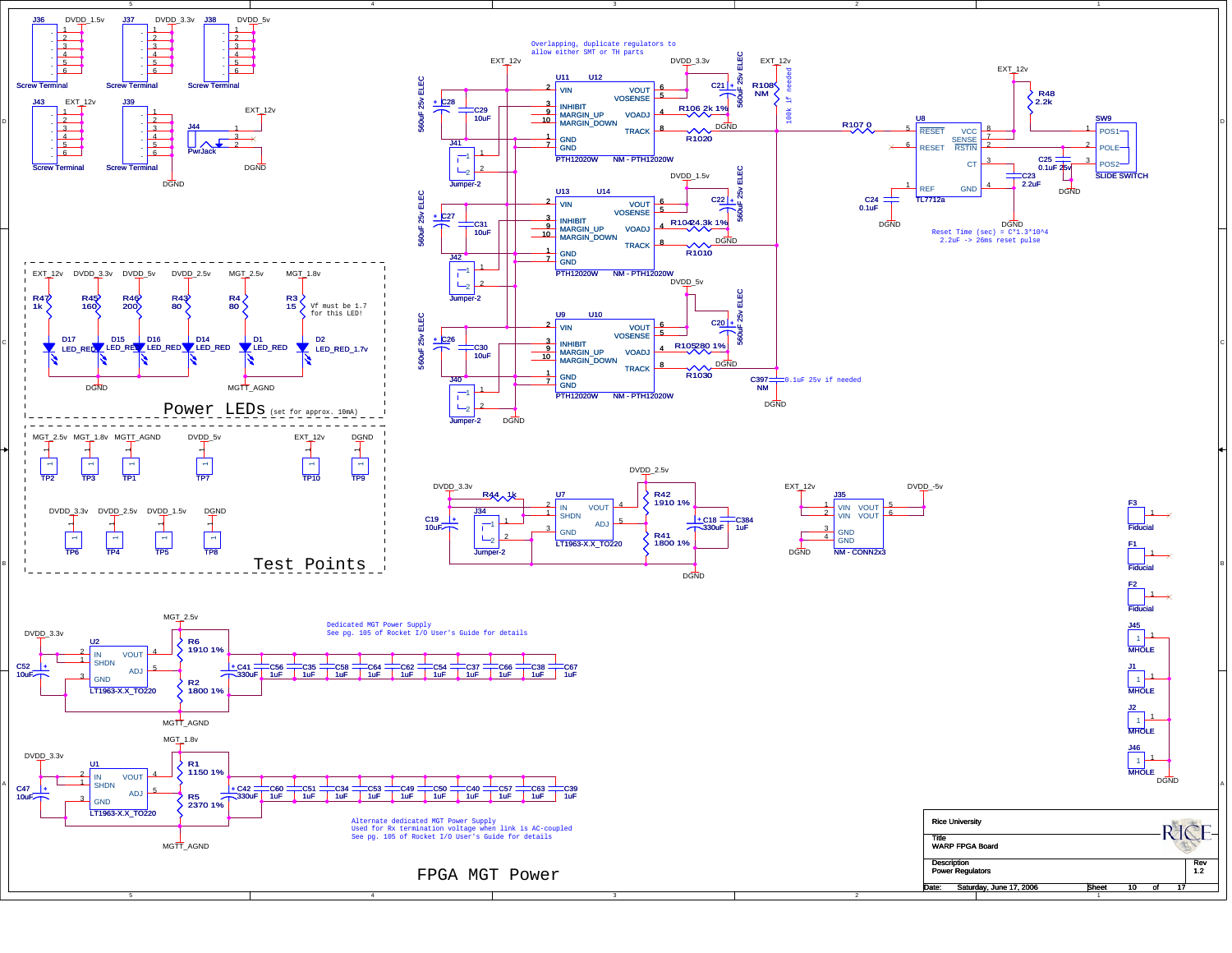# FPGA MGT Power

## Power LEDs (set for approx. 10mA)

Vf must be 1.7 for this LED!

| Supply | Resistor | Value | LED | Part | Return |
|---|---|---|---|---|---|
| EXT_12v | R47 | 1k | D17 | LED_RED | DGND |
| DVDD_3.3v | R45 | 160 | D15 | LED_RED | DGND |
| DVDD_5v | R46 | 200 | D16 | LED_RED | DGND |
| DVDD_2.5v | R43 | 80 | D14 | LED_RED | DGND |
| MGT_2.5v | R4 | 80 | D1 | LED_RED | MGTT_AGND |
| MGT_1.8v | R3 | 15 | D2 | LED_RED_1.7v | MGTT_AGND |

## Test Points

| Test Point | Net |
|---|---|
| TP2 | MGT_2.5v |
| TP3 | MGT_1.8v |
| TP1 | MGTT_AGND |
| TP7 | DVDD_5v |
| TP10 | EXT_12v |
| TP9 | DGND |
| TP6 | DVDD_3.3v |
| TP4 | DVDD_2.5v |
| TP5 | DVDD_1.5v |
| TP8 | DGND |

## Screw Terminals / Connectors

- J36 Screw Terminal (1–6): DVDD_1.5v
- J37 Screw Terminal (1–6): DVDD_3.3v
- J38 Screw Terminal (1–6): DVDD_5v
- J43 Screw Terminal (1–6): EXT_12v
- J39 Screw Terminal (1–6): DGND
- J44 PwrJack: EXT_12v, DGND

## Regulators

Overlapping, duplicate regulators to allow either SMT or TH parts

- U11 / U12 (PTH12020W / NM - PTH12020W): VIN from EXT_12v, VOUT/VOSENSE → DVDD_3.3v; C28 560uF 25v ELEC, C29 10uF, C21 560uF 25v ELEC; R106 2k 1% (VOADJ); R1020 (TRACK); J41 Jumper-2 (INHIBIT); R108 NM — 100k if needed
- U13 / U14 (PTH12020W / NM - PTH12020W): DVDD_1.5v; C27 560uF 25v ELEC, C31 10uF, C22 560uF 25v ELEC; R104 24.3k 1%; R1010; J42 Jumper-2
- U9 / U10 (PTH12020W / NM - PTH12020W): DVDD_5v; C26 560uF 25v ELEC, C30 10uF, C20 560uF 25v ELEC; R105 280 1%; R1030; J40 Jumper-2
- C397 NM — 0.1uF 25v if needed
- U8 TL7712a: R107 0, R48 2.2k (EXT_12v), C24 0.1uF, C25 0.1uF 25v, C23 2.2uF; SW9 SLIDE SWITCH

Reset Time (sec) = C*1.3*10^4
2.2uF -> 26ms reset pulse

- U7 LT1963-X.X_TO220: DVDD_3.3v → DVDD_2.5v; R44 1k, J34 Jumper-2, C19 10uF, R42 1910 1%, R41 1800 1%, C18 330uF, C384 1uF
- J35 NM - CONN2x3: EXT_12v, DVDD_-5v, DGND
- F1, F2, F3 Fiducial
- J45, J1, J2, J46 MHOLE (DGND)

### Dedicated MGT Power Supply

Dedicated MGT Power Supply
See pg. 105 of Rocket I/O User's Guide for details

- U2 LT1963-X.X_TO220: DVDD_3.3v → MGT_2.5v; C52 10uF; R6 1910 1%; R2 1800 1%; C41 330uF; C56, C35, C58, C64, C62, C54, C37, C66, C38, C67 1uF; MGTT_AGND

### Alternate dedicated MGT Power Supply

Alternate dedicated MGT Power Supply
Used for Rx termination voltage when link is AC-coupled
See pg. 105 of Rocket I/O User's Guide for details

- U1 LT1963-X.X_TO220: DVDD_3.3v → MGT_1.8v; C47 10uF; R1 1150 1%; R5 2370 1%; C42 330uF; C60, C51, C34, C53, C49, C50, C40, C57, C63, C39 1uF; MGTT_AGND

| | |
|---|---|
| Rice University | |
| Title | WARP FPGA Board |
| Description | Power Regulators |
| Rev | 1.2 |
| Date: | Saturday, June 17, 2006 |
| Sheet | 10 of 17 |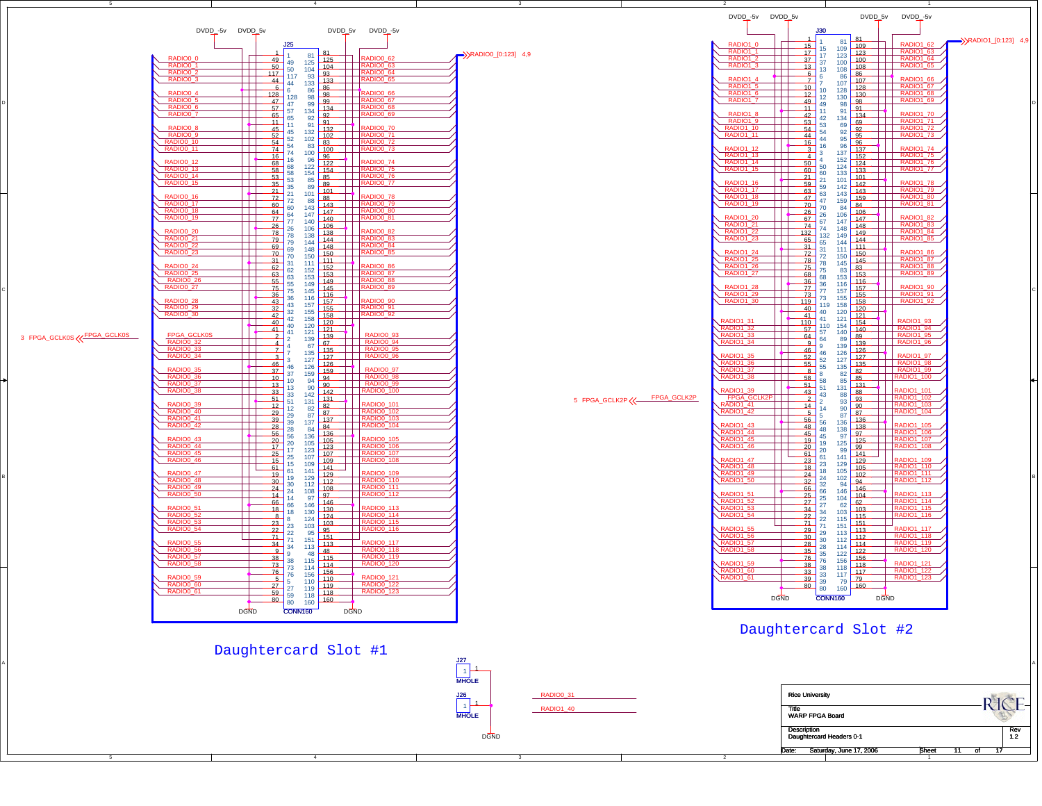# Daughtercard Slot #1

J25 (CONN160)

Power: DVDD_-5v, DVDD_5v, DVDD_5v, DVDD_-5v — Ground: DGND, DGND

Bus: RADIO0_[0:123] (4,9)

3 FPGA_GCLK0S — FPGA_GCLK0S

# Daughtercard Slot #2

J30 (CONN160)

Power: DVDD_-5v, DVDD_5v, DVDD_5v, DVDD_-5v — Ground: DGND, DGND

Bus: RADIO1_[0:123] (4,9)

5 FPGA_GCLK2P — FPGA_GCLK2P

J27 MHOLE, J26 MHOLE — DGND

RADIO0_31

RADIO1_40

| | |
|---|---|
| Rice University | |
| Title | WARP FPGA Board |
| Description | Daughtercard Headers 0-1 |
| Rev | 1.2 |
| Date: | Saturday, June 17, 2006 |
| Sheet | 11 of 17 |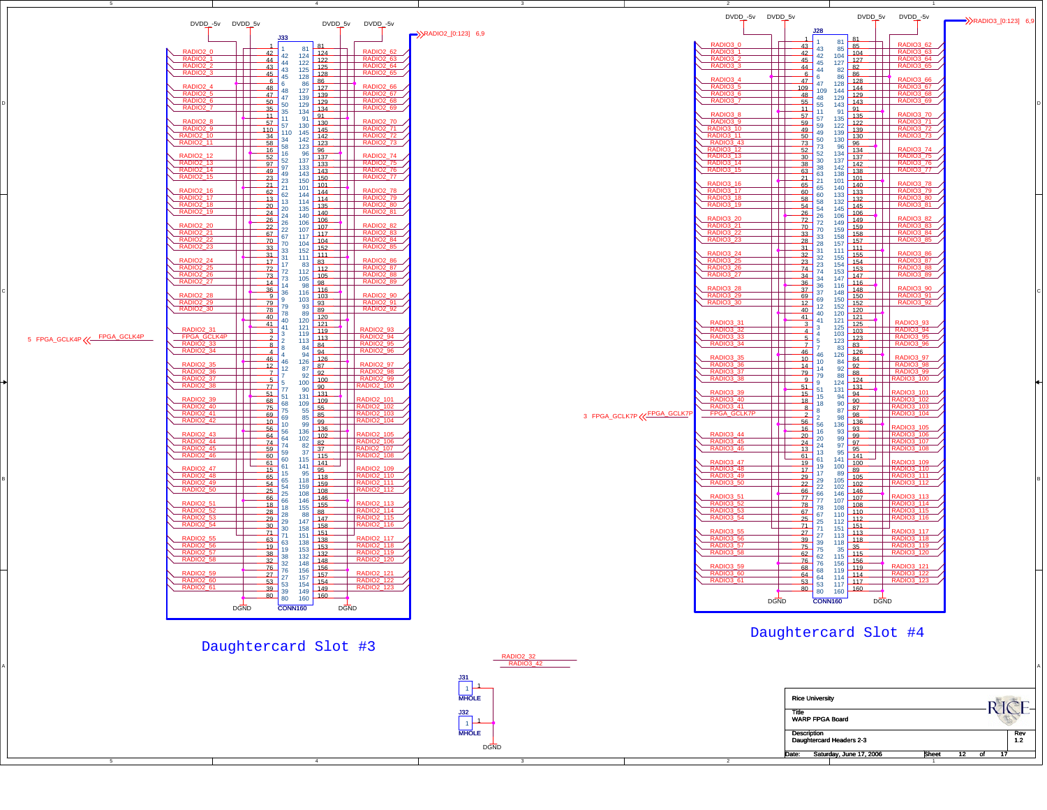# Daughtercard Slot #3

# Daughtercard Slot #4

| | |
|---|---|
| Rice University | |
| Title | WARP FPGA Board |
| Description | Daughtercard Headers 2-3 |
| Rev | 1.2 |
| Date: | Saturday, June 17, 2006 |
| Sheet | 12 of 17 |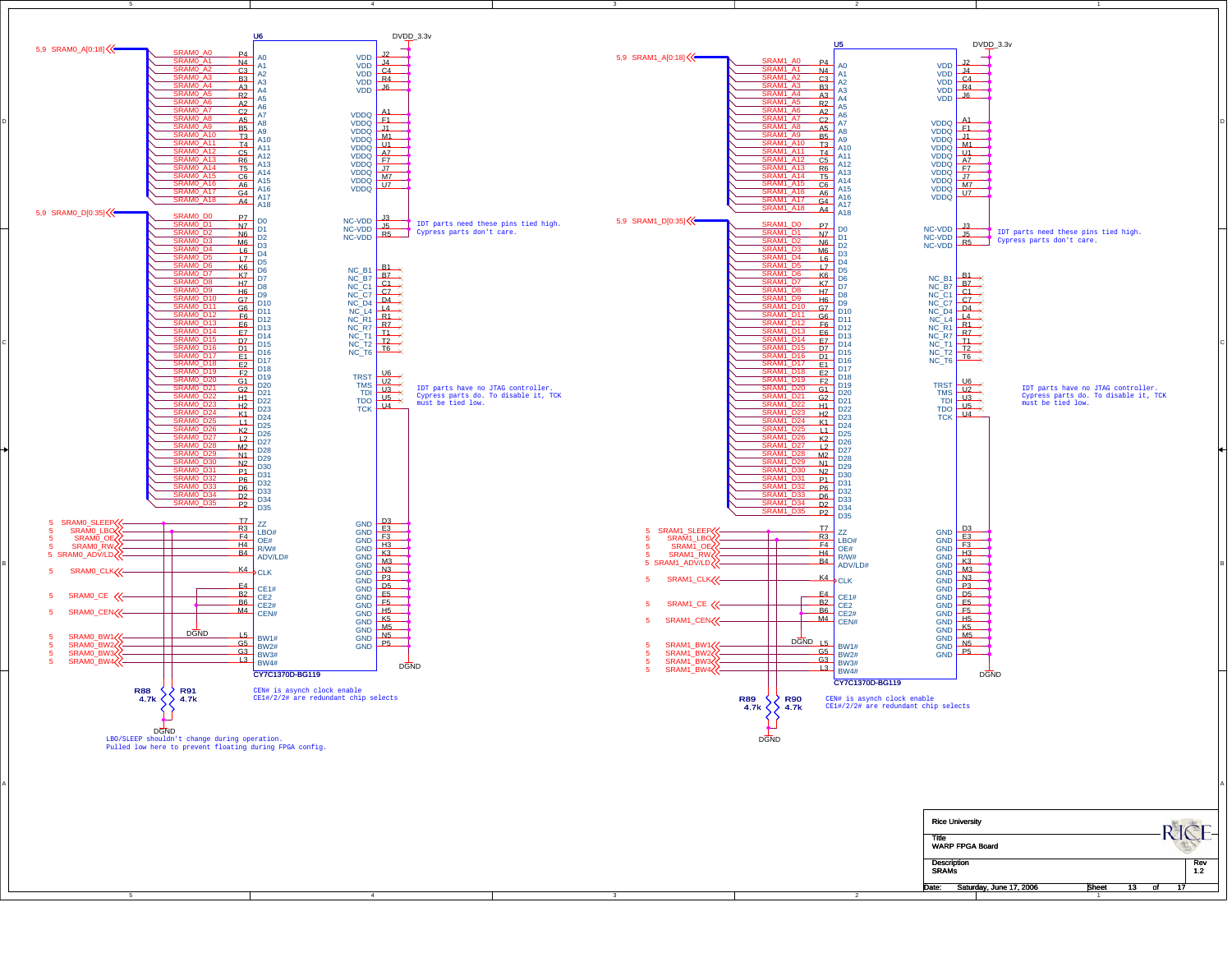# WARP FPGA Board — SRAMs

## U6 (CY7C1370D-BG119)

**Address bus:** 5,9 SRAM0_A[0:18]

| Net | Pin | Function |
|---|---|---|
| SRAM0_A0 | P4 | A0 |
| SRAM0_A1 | N4 | A1 |
| SRAM0_A2 | C3 | A2 |
| SRAM0_A3 | B3 | A3 |
| SRAM0_A4 | A3 | A4 |
| SRAM0_A5 | R2 | A5 |
| SRAM0_A6 | A2 | A6 |
| SRAM0_A7 | C2 | A7 |
| SRAM0_A8 | A5 | A8 |
| SRAM0_A9 | B5 | A9 |
| SRAM0_A10 | T3 | A10 |
| SRAM0_A11 | T4 | A11 |
| SRAM0_A12 | C5 | A12 |
| SRAM0_A13 | R6 | A13 |
| SRAM0_A14 | T5 | A14 |
| SRAM0_A15 | C6 | A15 |
| SRAM0_A16 | A6 | A16 |
| SRAM0_A17 | G4 | A17 |
| SRAM0_A18 | A4 | A18 |

**Data bus:** 5,9 SRAM0_D[0:35]

| Net | Pin | Function |
|---|---|---|
| SRAM0_D0 | P7 | D0 |
| SRAM0_D1 | N7 | D1 |
| SRAM0_D2 | N6 | D2 |
| SRAM0_D3 | M6 | D3 |
| SRAM0_D4 | L6 | D4 |
| SRAM0_D5 | L7 | D5 |
| SRAM0_D6 | K6 | D6 |
| SRAM0_D7 | K7 | D7 |
| SRAM0_D8 | H7 | D8 |
| SRAM0_D9 | H6 | D9 |
| SRAM0_D10 | G7 | D10 |
| SRAM0_D11 | G6 | D11 |
| SRAM0_D12 | F6 | D12 |
| SRAM0_D13 | E6 | D13 |
| SRAM0_D14 | E7 | D14 |
| SRAM0_D15 | D7 | D15 |
| SRAM0_D16 | D1 | D16 |
| SRAM0_D17 | E1 | D17 |
| SRAM0_D18 | E2 | D18 |
| SRAM0_D19 | F2 | D19 |
| SRAM0_D20 | G1 | D20 |
| SRAM0_D21 | G2 | D21 |
| SRAM0_D22 | H1 | D22 |
| SRAM0_D23 | H2 | D23 |
| SRAM0_D24 | K1 | D24 |
| SRAM0_D25 | L1 | D25 |
| SRAM0_D26 | K2 | D26 |
| SRAM0_D27 | L2 | D27 |
| SRAM0_D28 | M2 | D28 |
| SRAM0_D29 | N1 | D29 |
| SRAM0_D30 | N2 | D30 |
| SRAM0_D31 | P1 | D31 |
| SRAM0_D32 | P6 | D32 |
| SRAM0_D33 | D6 | D33 |
| SRAM0_D34 | D2 | D34 |
| SRAM0_D35 | P2 | D35 |

**Control:**

| Sheet | Net | Pin | Function |
|---|---|---|---|
| 5 | SRAM0_SLEEP | T7 | ZZ |
| 5 | SRAM0_LBO | R3 | LBO# |
| 5 | SRAM0_OE | F4 | OE# |
| 5 | SRAM0_RW | H4 | R/W# |
| 5 | SRAM0_ADV/LD | B4 | ADV/LD# |
| 5 | SRAM0_CLK | K4 | CLK |
| | DGND | E4 | CE1# |
| 5 | SRAM0_CE | B2 | CE2 |
| | DGND | B6 | CE2# |
| 5 | SRAM0_CEN | M4 | CEN# |
| 5 | SRAM0_BW1 | L5 | BW1# |
| 5 | SRAM0_BW2 | G5 | BW2# |
| 5 | SRAM0_BW3 | G3 | BW3# |
| 5 | SRAM0_BW4 | L3 | BW4# |

**Power (DVDD_3.3v):** VDD: J2, J4, C4, R4, J6. VDDQ: A1, F1, J1, M1, U1, A7, F7, J7, M7, U7.

NC-VDD: J3, J5, R5 — IDT parts need these pins tied high. Cypress parts don't care.

NC: NC_B1 (B1), NC_B7 (B7), NC_C1 (C1), NC_C7 (C7), NC_D4 (D4), NC_L4 (L4), NC_R1 (R1), NC_R7 (R7), NC_T1 (T1), NC_T2 (T2), NC_T6 (T6)

JTAG: TRST (U6), TMS (U2), TDI (U3), TDO (U5), TCK (U4) — IDT parts have no JTAG controller. Cypress parts do. To disable it, TCK must be tied low.

**GND (DGND):** D3, E3, F3, H3, K3, M3, N3, P3, D5, E5, F5, H5, K5, M5, N5, P5

R88 4.7k, R91 4.7k to DGND

CEN# is asynch clock enable
CE1#/2/2# are redundant chip selects

LBO/SLEEP shouldn't change during operation.
Pulled low here to prevent floating during FPGA config.

## U5 (CY7C1370D-BG119)

**Address bus:** 5,9 SRAM1_A[0:18] — SRAM1_A0–SRAM1_A18 on pins P4, N4, C3, B3, A3, R2, A2, C2, A5, B5, T3, T4, C5, R6, T5, C6, A6, G4, A4 (A0–A18)

**Data bus:** 5,9 SRAM1_D[0:35] — SRAM1_D0–SRAM1_D35 on pins P7, N7, N6, M6, L6, L7, K6, K7, H7, H6, G7, G6, F6, E6, E7, D7, D1, E1, E2, F2, G1, G2, H1, H2, K1, L1, K2, L2, M2, N1, N2, P1, P6, D6, D2, P2 (D0–D35)

**Control:**

| Sheet | Net | Pin | Function |
|---|---|---|---|
| 5 | SRAM1_SLEEP | T7 | ZZ |
| 5 | SRAM1_LBO | R3 | LBO# |
| 5 | SRAM1_OE | F4 | OE# |
| 5 | SRAM1_RW | H4 | R/W# |
| 5 | SRAM1_ADV/LD | B4 | ADV/LD# |
| 5 | SRAM1_CLK | K4 | CLK |
| | DGND | E4 | CE1# |
| 5 | SRAM1_CE | B2 | CE2 |
| | DGND | B6 | CE2# |
| 5 | SRAM1_CEN | M4 | CEN# |
| 5 | SRAM1_BW1 | L5 | BW1# |
| 5 | SRAM1_BW2 | G5 | BW2# |
| 5 | SRAM1_BW3 | G3 | BW3# |
| 5 | SRAM1_BW4 | L3 | BW4# |

**Power (DVDD_3.3v):** VDD: J2, J4, C4, R4, J6. VDDQ: A1, F1, J1, M1, U1, A7, F7, J7, M7, U7.

NC-VDD: J3, J5, R5 — IDT parts need these pins tied high. Cypress parts don't care.

NC: NC_B1 (B1), NC_B7 (B7), NC_C1 (C1), NC_C7 (C7), NC_D4 (D4), NC_L4 (L4), NC_R1 (R1), NC_R7 (R7), NC_T1 (T1), NC_T2 (T2), NC_T6 (T6)

JTAG: TRST (U6), TMS (U2), TDI (U3), TDO (U5), TCK (U4) — IDT parts have no JTAG controller. Cypress parts do. To disable it, TCK must be tied low.

**GND (DGND):** D3, E3, F3, H3, K3, M3, N3, P3, D5, E5, F5, H5, K5, M5, N5, P5

R89 4.7k, R90 4.7k to DGND

CEN# is asynch clock enable
CE1#/2/2# are redundant chip selects

---

| | |
|---|---|
| Rice University | |
| Title | WARP FPGA Board |
| Description | SRAMs |
| Rev | 1.2 |
| Date: | Saturday, June 17, 2006 |
| Sheet | 13 of 17 |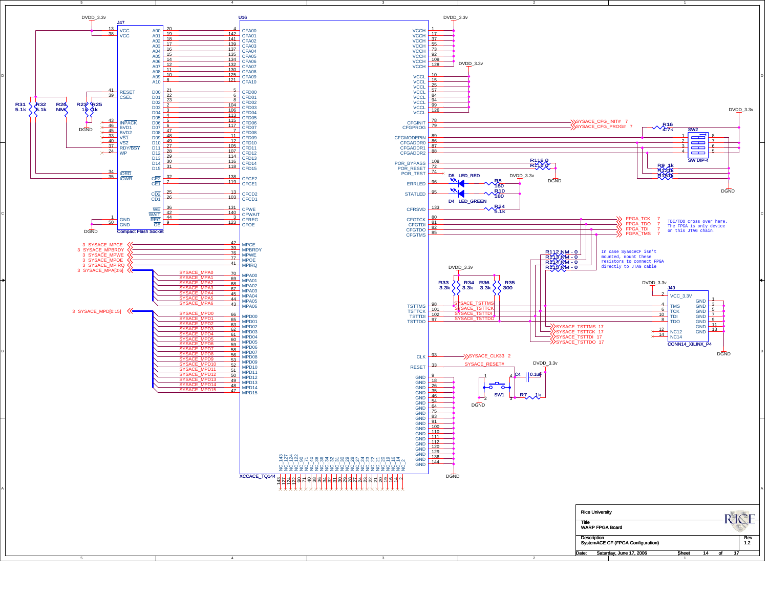**J47** — Compact Flash Socket

**U16** — XCCACE_TQ144

**SW2** — SW DIP-4

**J49** — CONN14_XILINX_P4

| J47 Pin | J47 Signal | U16 Pin | U16 Signal |
|---|---|---|---|
| 20 | A00 | 4 | CFA00 |
| 19 | A01 | 142 | CFA01 |
| 18 | A02 | 141 | CFA02 |
| 17 | A03 | 139 | CFA03 |
| 16 | A04 | 137 | CFA04 |
| 15 | A05 | 135 | CFA05 |
| 14 | A06 | 134 | CFA06 |
| 12 | A07 | 132 | CFA07 |
| 11 | A08 | 130 | CFA08 |
| 10 | A09 | 125 | CFA09 |
| 8 | A10 | 121 | CFA10 |
| 21 | D00 | 5 | CFD00 |
| 22 | D01 | 6 | CFD01 |
| 23 | D02 | 8 | CFD02 |
| 2 | D03 | 104 | CFD03 |
| 3 | D04 | 106 | CFD04 |
| 4 | D05 | 113 | CFD05 |
| 5 | D06 | 115 | CFD06 |
| 6 | D07 | 117 | CFD07 |
| 47 | D08 | 7 | CFD08 |
| 48 | D09 | 11 | CFD09 |
| 49 | D10 | 12 | CFD10 |
| 27 | D11 | 105 | CFD11 |
| 28 | D12 | 107 | CFD12 |
| 29 | D13 | 114 | CFD13 |
| 30 | D14 | 116 | CFD14 |
| 31 | D15 | 118 | CFD15 |
| 32 | CE2 | 138 | CFCE2 |
| 7 | CE1 | 119 | CFCE1 |
| 25 | CD2 | 13 | CFCD2 |
| 26 | CD1 | 103 | CFCD1 |
| 36 | WE | 131 | CFWE |
| 42 | WAIT | 140 | CFWAIT |
| 44 | REG | 3 | CFREG |
| 9 | OE | 123 | CFOE |

J47 other pins: 13 VCC, 38 VCC (DVDD_3.3v); 41 RESET; 39 CSEL; 43 INPACK; 46 BVD1; 45 BVD2; 33 VS1; 40 VS2; 37 RDY/BSY; 24 WP; 34 IORD; 35 IOWR; 1 GND, 50 GND (DGND).

Resistors: R31 5.1k, R32 5.1k, R26 NM, R23 1k, R25 1k.

U16 power: VCCH pins 1, 17, 37, 55, 73, 92, 109, 128 (DVDD_3.3v); VCCL pins 10, 15, 25, 57, 84, 94, 99, 126 (DVDD_3.3v); GND pins 9, 18, 26, 35, 46, 54, 64, 75, 83, 91, 100, 110, 111, 112, 120, 129, 136, 144 (DGND).

U16 NC pins: 143, 127, 124, 122, 90, 71, 40, 38, 36, 34, 32, 31, 30, 29, 28, 27, 24, 23, 22, 21, 20, 19, 16, 14, 2.

| U16 Pin | Signal | Net |
|---|---|---|
| 78 | CFGINIT | SYSACE_CFG_INIT# 7 |
| 79 | CFGPROG | SYSACE_CFG_PROG# 7 |
| 89 | CFGMODEPIN | SW2 |
| 86 | CFGADDR0 | SW2 |
| 87 | CFGADDR1 | SW2 |
| 88 | CFGADDR2 | SW2 |
| 108 | POR_BYPASS | R118 0 |
| 72 | POR_RESET | R116 0 |
| 74 | POR_TEST | |
| 96 | ERRLED | D5 LED_RED, R8 180 |
| 95 | STATLED | D4 LED_GREEN, R10 180 |
| 133 | CFRSVD | R24 5.1k |
| 80 | CFGTCK | FPGA_TCK 7 |
| 81 | CFGTDI | FPGA_TDO 7 |
| 82 | CFGTDO | FPGA_TDI 7 |
| 85 | CFGTMS | FGPA_TMS 7 |
| 42 | MPCE | 3 SYSACE_MPCE |
| 39 | MPBRDY | 3 SYSACE_MPBRDY |
| 76 | MPWE | 3 SYSACE_MPWE |
| 77 | MPOE | 3 SYSACE_MPOE |
| 41 | MPIRQ | 3 SYSACE_MPIRQ |
| 70 | MPA00 | SYSACE_MPA0 |
| 69 | MPA01 | SYSACE_MPA1 |
| 68 | MPA02 | SYSACE_MPA2 |
| 67 | MPA03 | SYSACE_MPA3 |
| 45 | MPA04 | SYSACE_MPA4 |
| 44 | MPA05 | SYSACE_MPA5 |
| 43 | MPA06 | SYSACE_MPA6 |
| 66 | MPD00 | SYSACE_MPD0 |
| 65 | MPD01 | SYSACE_MPD1 |
| 63 | MPD02 | SYSACE_MPD2 |
| 62 | MPD03 | SYSACE_MPD3 |
| 61 | MPD04 | SYSACE_MPD4 |
| 60 | MPD05 | SYSACE_MPD5 |
| 59 | MPD06 | SYSACE_MPD6 |
| 58 | MPD07 | SYSACE_MPD7 |
| 56 | MPD08 | SYSACE_MPD8 |
| 53 | MPD09 | SYSACE_MPD9 |
| 52 | MPD10 | SYSACE_MPD10 |
| 51 | MPD11 | SYSACE_MPD11 |
| 50 | MPD12 | SYSACE_MPD12 |
| 49 | MPD13 | SYSACE_MPD13 |
| 48 | MPD14 | SYSACE_MPD14 |
| 47 | MPD15 | SYSACE_MPD15 |
| 98 | TSTTMS | SYSACE_TSTTMS 17 |
| 101 | TSTTCK | SYSACE_TSTTCK 17 |
| 102 | TSTTDI | SYSACE_TSTTDI 17 |
| 97 | TSTTDO | SYSACE_TSTTDO 17 |
| 93 | CLK | SYSACE_CLK33 2 |
| 33 | RESET | SYSACE_RESET# |

Buses: 3 SYSACE_MPA[0:6]; 3 SYSACE_MPD[0:15]

SW2 pins 1–8; R16 4.7k; R9 1k, R12 1k, R15 1k.

R33 3.3k, R34 3.3k, R36 3.3k, R35 300 (DVDD_3.3v).

R112 NM - 0, R113 NM - 0, R114 NM - 0, R115 NM - 0

In case SyaseCF isn't mounted, mount these resistors to connect FPGA directly to JTAG cable

TDI/TDO cross over here. The FPGA is only device on this JTAG chain.

J49: 2 VCC_3.3V; 4 TMS; 6 TCK; 10 TDI; 8 TDO; 12 NC12; 14 NC14; 1, 3, 5, 7, 9, 11, 13 GND (DGND).

SW1, C4 0.1uF, R7 1k (DVDD_3.3v, DGND).

| | |
|---|---|
| Rice University | |
| Title | WARP FPGA Board |
| Description | SystemACE CF (FPGA Configuration) |
| Rev | 1.2 |
| Date: | Saturday, June 17, 2006 |
| Sheet | 14 of 17 |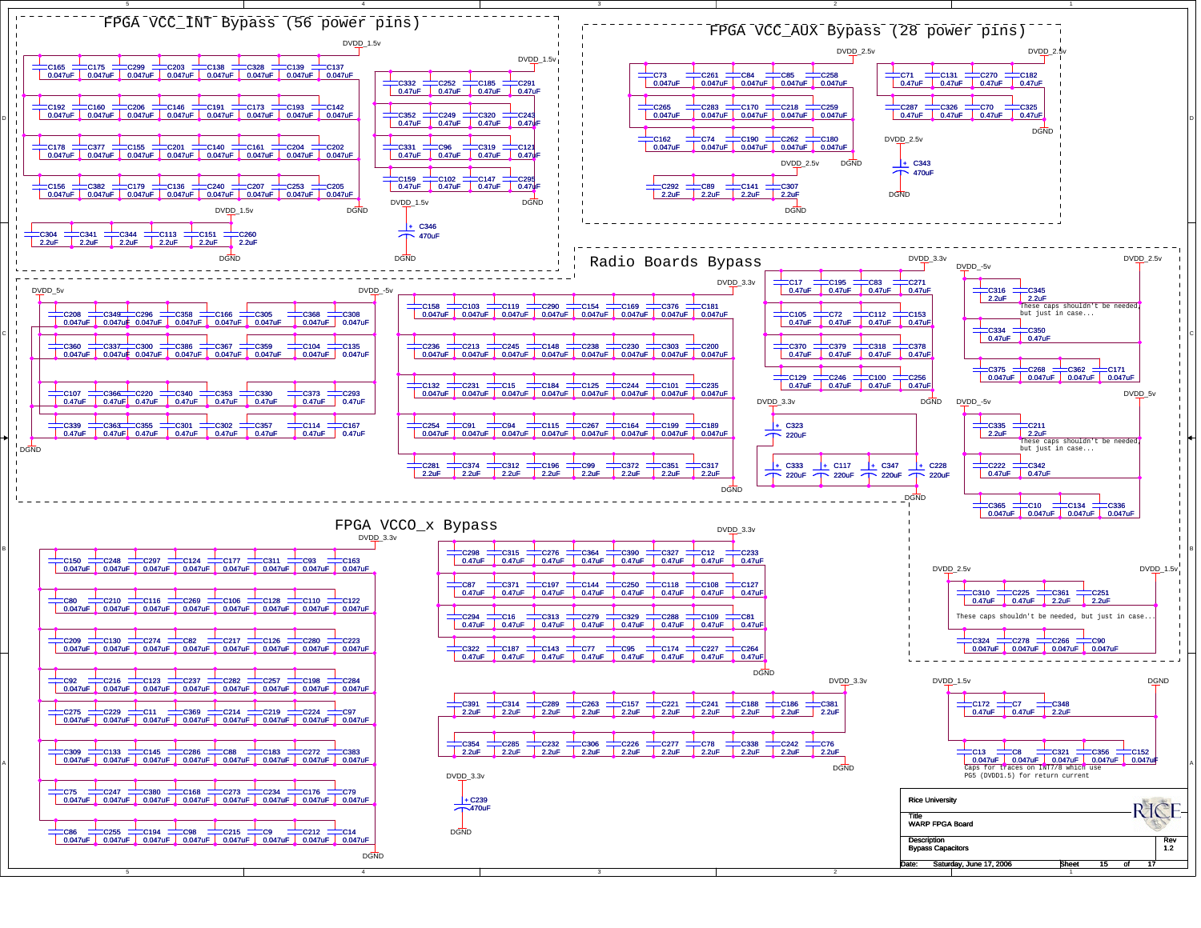## FPGA VCC_INT Bypass (56 power pins)

DVDD_1.5v

| C165 | C175 | C299 | C203 | C138 | C328 | C139 | C137 |
|---|---|---|---|---|---|---|---|
| 0.047uF | 0.047uF | 0.047uF | 0.047uF | 0.047uF | 0.047uF | 0.047uF | 0.047uF |
| C192 | C160 | C206 | C146 | C191 | C173 | C193 | C142 |
| 0.047uF | 0.047uF | 0.047uF | 0.047uF | 0.047uF | 0.047uF | 0.047uF | 0.047uF |
| C178 | C377 | C155 | C201 | C140 | C161 | C204 | C202 |
| 0.047uF | 0.047uF | 0.047uF | 0.047uF | 0.047uF | 0.047uF | 0.047uF | 0.047uF |
| C156 | C382 | C179 | C136 | C240 | C207 | C253 | C205 |
| 0.047uF | 0.047uF | 0.047uF | 0.047uF | 0.047uF | 0.047uF | 0.047uF | 0.047uF |

DGND

DVDD_1.5v

| C304 | C341 | C344 | C113 | C151 | C260 |
|---|---|---|---|---|---|
| 2.2uF | 2.2uF | 2.2uF | 2.2uF | 2.2uF | 2.2uF |

DGND

DVDD_1.5v

| C332 | C252 | C185 | C291 |
|---|---|---|---|
| 0.47uF | 0.47uF | 0.47uF | 0.47uF |
| C352 | C249 | C320 | C243 |
| 0.47uF | 0.47uF | 0.47uF | 0.47uF |
| C331 | C96 | C319 | C121 |
| 0.47uF | 0.47uF | 0.47uF | 0.47uF |
| C159 | C102 | C147 | C295 |
| 0.47uF | 0.47uF | 0.47uF | 0.47uF |

DGND

DVDD_1.5v — C346 470uF — DGND

## FPGA VCC_AUX Bypass (28 power pins)

DVDD_2.5v

| C73 | C261 | C84 | C85 | C258 |
|---|---|---|---|---|
| 0.047uF | 0.047uF | 0.047uF | 0.047uF | 0.047uF |
| C265 | C283 | C170 | C218 | C259 |
| 0.047uF | 0.047uF | 0.047uF | 0.047uF | 0.047uF |
| C162 | C74 | C190 | C262 | C180 |
| 0.047uF | 0.047uF | 0.047uF | 0.047uF | 0.047uF |

DGND

DVDD_2.5v

| C292 | C89 | C141 | C307 |
|---|---|---|---|
| 2.2uF | 2.2uF | 2.2uF | 2.2uF |

DGND

DVDD_2.5v

| C71 | C131 | C270 | C182 |
|---|---|---|---|
| 0.47uF | 0.47uF | 0.47uF | 0.47uF |
| C287 | C326 | C70 | C325 |
| 0.47uF | 0.47uF | 0.47uF | 0.47uF |

DGND

DVDD_2.5v — C343 470uF — DGND

## Radio Boards Bypass

DVDD_5v / DVDD_-5v

| C208 | C349 | C296 | C358 | C166 | C305 | C368 | C308 |
|---|---|---|---|---|---|---|---|
| 0.047uF | 0.047uF | 0.047uF | 0.047uF | 0.047uF | 0.047uF | 0.047uF | 0.047uF |
| C360 | C337 | C300 | C386 | C367 | C359 | C104 | C135 |
| 0.047uF | 0.047uF | 0.047uF | 0.047uF | 0.047uF | 0.047uF | 0.047uF | 0.047uF |
| C107 | C366 | C220 | C340 | C353 | C330 | C373 | C293 |
| 0.47uF | 0.47uF | 0.47uF | 0.47uF | 0.47uF | 0.47uF | 0.47uF | 0.47uF |
| C339 | C363 | C355 | C301 | C302 | C357 | C114 | C167 |
| 0.47uF | 0.47uF | 0.47uF | 0.47uF | 0.47uF | 0.47uF | 0.47uF | 0.47uF |

DGND

DVDD_3.3v

| C158 | C103 | C119 | C290 | C154 | C169 | C376 | C181 |
|---|---|---|---|---|---|---|---|
| 0.047uF | 0.047uF | 0.047uF | 0.047uF | 0.047uF | 0.047uF | 0.047uF | 0.047uF |
| C236 | C213 | C245 | C148 | C238 | C230 | C303 | C200 |
| 0.047uF | 0.047uF | 0.047uF | 0.047uF | 0.047uF | 0.047uF | 0.047uF | 0.047uF |
| C132 | C231 | C15 | C184 | C125 | C244 | C101 | C235 |
| 0.047uF | 0.047uF | 0.047uF | 0.047uF | 0.047uF | 0.047uF | 0.047uF | 0.047uF |
| C254 | C91 | C94 | C115 | C267 | C164 | C199 | C189 |
| 0.047uF | 0.047uF | 0.047uF | 0.047uF | 0.047uF | 0.047uF | 0.047uF | 0.047uF |
| C281 | C374 | C312 | C196 | C99 | C372 | C351 | C317 |
| 2.2uF | 2.2uF | 2.2uF | 2.2uF | 2.2uF | 2.2uF | 2.2uF | 2.2uF |

DGND

DVDD_3.3v

| C17 | C195 | C83 | C271 |
|---|---|---|---|
| 0.47uF | 0.47uF | 0.47uF | 0.47uF |
| C105 | C72 | C112 | C153 |
| 0.47uF | 0.47uF | 0.47uF | 0.47uF |
| C370 | C379 | C318 | C378 |
| 0.47uF | 0.47uF | 0.47uF | 0.47uF |
| C129 | C246 | C100 | C256 |
| 0.47uF | 0.47uF | 0.47uF | 0.47uF |

DGND

DVDD_3.3v

C323 220uF

| C333 | C117 | C347 | C228 |
|---|---|---|---|
| 220uF | 220uF | 220uF | 220uF |

DGND

DVDD_-5v / DVDD_2.5v

| C316 | C345 |
|---|---|
| 2.2uF | 2.2uF |
| C334 | C350 |
| 0.47uF | 0.47uF |

These caps shouldn't be needed, but just in case...

| C375 | C268 | C362 | C171 |
|---|---|---|---|
| 0.047uF | 0.047uF | 0.047uF | 0.047uF |

DVDD_-5v / DVDD_5v

| C335 | C211 |
|---|---|
| 2.2uF | 2.2uF |
| C222 | C342 |
| 0.47uF | 0.47uF |

These caps shouldn't be needed, but just in case...

| C365 | C10 | C134 | C336 |
|---|---|---|---|
| 0.047uF | 0.047uF | 0.047uF | 0.047uF |

DVDD_2.5v / DVDD_1.5v

| C310 | C225 | C361 | C251 |
|---|---|---|---|
| 0.47uF | 0.47uF | 2.2uF | 2.2uF |

These caps shouldn't be needed, but just in case...

| C324 | C278 | C266 | C90 |
|---|---|---|---|
| 0.047uF | 0.047uF | 0.047uF | 0.047uF |

## FPGA VCCO_x Bypass

DVDD_3.3v

| C150 | C248 | C297 | C124 | C177 | C311 | C93 | C163 |
|---|---|---|---|---|---|---|---|
| 0.047uF | 0.047uF | 0.047uF | 0.047uF | 0.047uF | 0.047uF | 0.047uF | 0.047uF |
| C80 | C210 | C116 | C269 | C106 | C128 | C110 | C122 |
| 0.047uF | 0.047uF | 0.047uF | 0.047uF | 0.047uF | 0.047uF | 0.047uF | 0.047uF |
| C209 | C130 | C274 | C82 | C217 | C126 | C280 | C223 |
| 0.047uF | 0.047uF | 0.047uF | 0.047uF | 0.047uF | 0.047uF | 0.047uF | 0.047uF |
| C92 | C216 | C123 | C237 | C282 | C257 | C198 | C284 |
| 0.047uF | 0.047uF | 0.047uF | 0.047uF | 0.047uF | 0.047uF | 0.047uF | 0.047uF |
| C275 | C229 | C11 | C369 | C214 | C219 | C224 | C97 |
| 0.047uF | 0.047uF | 0.047uF | 0.047uF | 0.047uF | 0.047uF | 0.047uF | 0.047uF |
| C309 | C133 | C145 | C286 | C88 | C183 | C272 | C383 |
| 0.047uF | 0.047uF | 0.047uF | 0.047uF | 0.047uF | 0.047uF | 0.047uF | 0.047uF |
| C75 | C247 | C380 | C168 | C273 | C234 | C176 | C79 |
| 0.047uF | 0.047uF | 0.047uF | 0.047uF | 0.047uF | 0.047uF | 0.047uF | 0.047uF |
| C86 | C255 | C194 | C98 | C215 | C9 | C212 | C14 |
| 0.047uF | 0.047uF | 0.047uF | 0.047uF | 0.047uF | 0.047uF | 0.047uF | 0.047uF |

DGND

DVDD_3.3v

| C298 | C315 | C276 | C364 | C390 | C327 | C12 | C233 |
|---|---|---|---|---|---|---|---|
| 0.47uF | 0.47uF | 0.47uF | 0.47uF | 0.47uF | 0.47uF | 0.47uF | 0.47uF |
| C87 | C371 | C197 | C144 | C250 | C118 | C108 | C127 |
| 0.47uF | 0.47uF | 0.47uF | 0.47uF | 0.47uF | 0.47uF | 0.47uF | 0.47uF |
| C294 | C16 | C313 | C279 | C329 | C288 | C109 | C81 |
| 0.47uF | 0.47uF | 0.47uF | 0.47uF | 0.47uF | 0.47uF | 0.47uF | 0.47uF |
| C322 | C187 | C143 | C77 | C95 | C174 | C227 | C264 |
| 0.47uF | 0.47uF | 0.47uF | 0.47uF | 0.47uF | 0.47uF | 0.47uF | 0.47uF |

DGND

DVDD_3.3v

| C391 | C314 | C289 | C263 | C157 | C221 | C241 | C188 | C186 | C381 |
|---|---|---|---|---|---|---|---|---|---|
| 2.2uF | 2.2uF | 2.2uF | 2.2uF | 2.2uF | 2.2uF | 2.2uF | 2.2uF | 2.2uF | 2.2uF |
| C354 | C285 | C232 | C306 | C226 | C277 | C78 | C338 | C242 | C76 |
| 2.2uF | 2.2uF | 2.2uF | 2.2uF | 2.2uF | 2.2uF | 2.2uF | 2.2uF | 2.2uF | 2.2uF |

DGND

DVDD_3.3v — C239 470uF — DGND

DVDD_1.5v / DGND

| C172 | C7 | C348 |
|---|---|---|
| 0.47uF | 0.47uF | 2.2uF |

| C13 | C8 | C321 | C356 | C152 |
|---|---|---|---|---|
| 0.047uF | 0.047uF | 0.047uF | 0.047uF | 0.047uF |

Caps for traces on INT7/8 which use PG5 (DVDD1.5) for return current

| | |
|---|---|
| Rice University | |
| Title | WARP FPGA Board |
| Description | Bypass Capacitors |
| Rev | 1.2 |
| Date: | Saturday, June 17, 2006 |
| Sheet | 15 of 17 |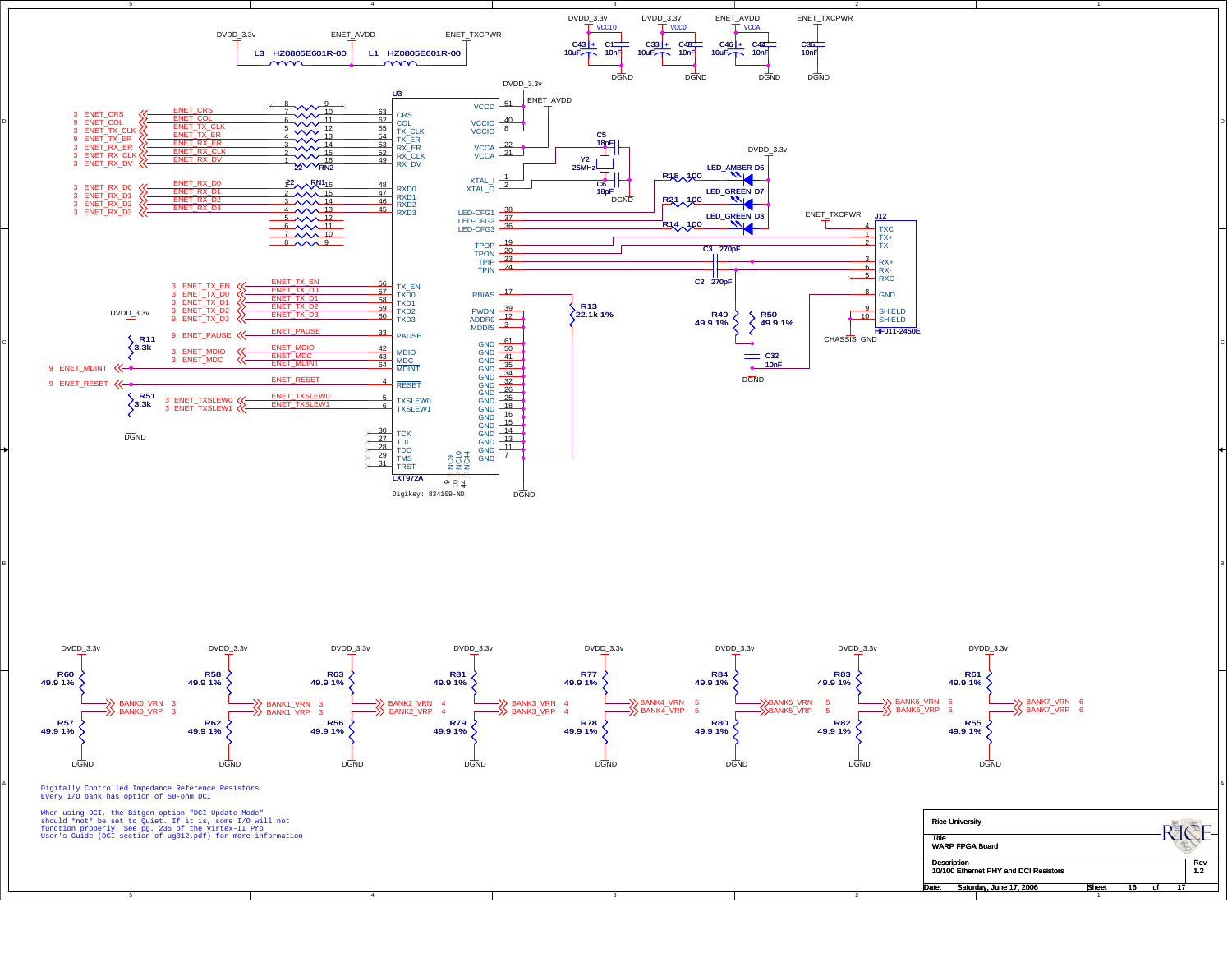Digitally Controlled Impedance Reference Resistors
Every I/O bank has option of 50-ohm DCI

When using DCI, the Bitgen option "DCI Update Mode"
should *not* be set to Quiet. If it is, some I/O will not
function properly. See pg. 235 of the Virtex-II Pro
User's Guide (DCI section of ug012.pdf) for more information

| | |
|---|---|
| Rice University | |
| Title | WARP FPGA Board |
| Description | 10/100 Ethernet PHY and DCI Resistors |
| Rev | 1.2 |
| Date: | Saturday, June 17, 2006 |
| Sheet | 16 of 17 |